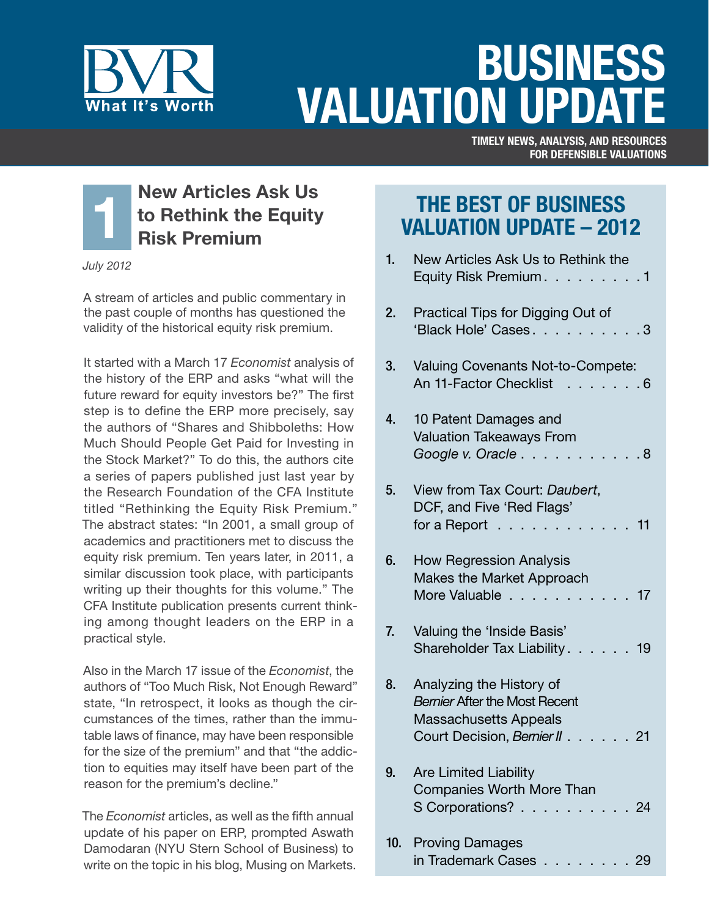# BUSINESS VALUATION UPDATE

BVR What It's Worth

TIMELY NEWS, ANALYSIS, AND RESOURCES FOR DEFENSIBLE VALUATIONS

## THE BEST OF BUSINESS VALUATION UPDATE – 2012

1. New Articles Ask Us to Rethink the Equity Risk Premium . . . . . . . . . 1
2. Practical Tips for Digging Out of 'Black Hole' Cases . . . . . . . . . . 3
3. Valuing Covenants Not-to-Compete: An 11-Factor Checklist . . . . . . . 6
4. 10 Patent Damages and Valuation Takeaways From *Google v. Oracle* . . . . . . . . . . . 8
5. View from Tax Court: *Daubert*, DCF, and Five 'Red Flags' for a Report . . . . . . . . . . . . 11
6. How Regression Analysis Makes the Market Approach More Valuable . . . . . . . . . . . 17
7. Valuing the 'Inside Basis' Shareholder Tax Liability . . . . . . 19
8. Analyzing the History of *Bernier* After the Most Recent Massachusetts Appeals Court Decision, *Bernier II* . . . . . . 21
9. Are Limited Liability Companies Worth More Than S Corporations? . . . . . . . . . . 24
10. Proving Damages in Trademark Cases . . . . . . . . 29

## 1 New Articles Ask Us to Rethink the Equity Risk Premium

*July 2012*

A stream of articles and public commentary in the past couple of months has questioned the validity of the historical equity risk premium.

It started with a March 17 *Economist* analysis of the history of the ERP and asks "what will the future reward for equity investors be?" The first step is to define the ERP more precisely, say the authors of "Shares and Shibboleths: How Much Should People Get Paid for Investing in the Stock Market?" To do this, the authors cite a series of papers published just last year by the Research Foundation of the CFA Institute titled "Rethinking the Equity Risk Premium." The abstract states: "In 2001, a small group of academics and practitioners met to discuss the equity risk premium. Ten years later, in 2011, a similar discussion took place, with participants writing up their thoughts for this volume." The CFA Institute publication presents current thinking among thought leaders on the ERP in a practical style.

Also in the March 17 issue of the *Economist*, the authors of "Too Much Risk, Not Enough Reward" state, "In retrospect, it looks as though the circumstances of the times, rather than the immutable laws of finance, may have been responsible for the size of the premium" and that "the addiction to equities may itself have been part of the reason for the premium's decline."

The *Economist* articles, as well as the fifth annual update of his paper on ERP, prompted Aswath Damodaran (NYU Stern School of Business) to write on the topic in his blog, Musing on Markets.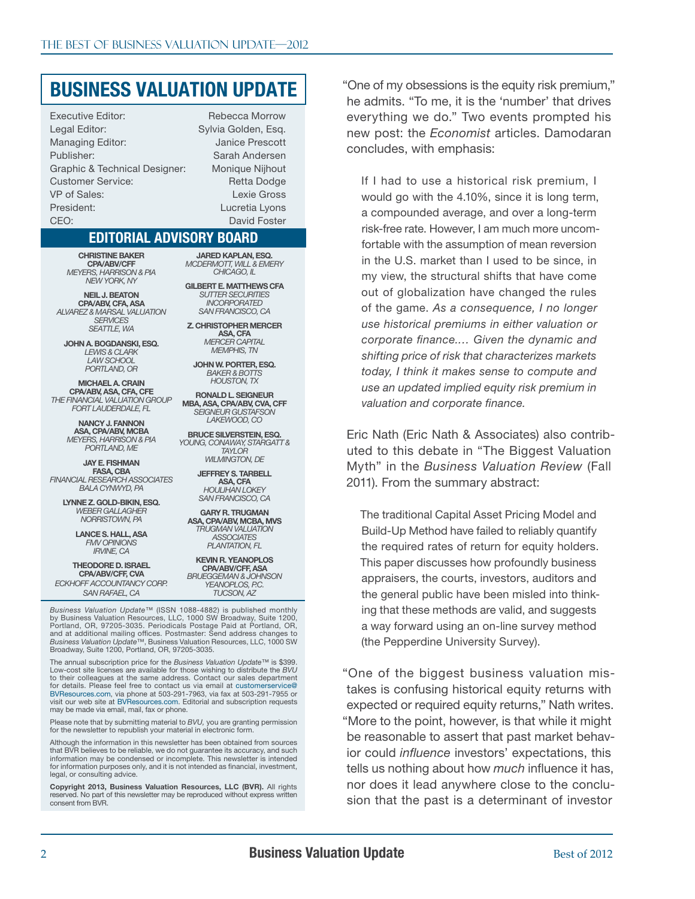# BUSINESS VALUATION UPDATE

| | |
|---|---|
| Executive Editor: | Rebecca Morrow |
| Legal Editor: | Sylvia Golden, Esq. |
| Managing Editor: | Janice Prescott |
| Publisher: | Sarah Andersen |
| Graphic & Technical Designer: | Monique Nijhout |
| Customer Service: | Retta Dodge |
| VP of Sales: | Lexie Gross |
| President: | Lucretia Lyons |
| CEO: | David Foster |

## EDITORIAL ADVISORY BOARD

**CHRISTINE BAKER**
**CPA/ABV/CFF**
*MEYERS, HARRISON & PIA*
*NEW YORK, NY*

**NEIL J. BEATON**
**CPA/ABV, CFA, ASA**
*ALVAREZ & MARSAL VALUATION SERVICES*
*SEATTLE, WA*

**JOHN A. BOGDANSKI, ESQ.**
*LEWIS & CLARK LAW SCHOOL*
*PORTLAND, OR*

**MICHAEL A. CRAIN**
**CPA/ABV, ASA, CFA, CFE**
*THE FINANCIAL VALUATION GROUP*
*FORT LAUDERDALE, FL*

**NANCY J. FANNON**
**ASA, CPA/ABV, MCBA**
*MEYERS, HARRISON & PIA*
*PORTLAND, ME*

**JAY E. FISHMAN**
**FASA, CBA**
*FINANCIAL RESEARCH ASSOCIATES*
*BALA CYNWYD, PA*

**LYNNE Z. GOLD-BIKIN, ESQ.**
*WEBER GALLAGHER*
*NORRISTOWN, PA*

**LANCE S. HALL, ASA**
*FMV OPINIONS*
*IRVINE, CA*

**THEODORE D. ISRAEL**
**CPA/ABV/CFF, CVA**
*ECKHOFF ACCOUNTANCY CORP.*
*SAN RAFAEL, CA*

**JARED KAPLAN, ESQ.**
*MCDERMOTT, WILL & EMERY*
*CHICAGO, IL*

**GILBERT E. MATTHEWS CFA**
*SUTTER SECURITIES INCORPORATED*
*SAN FRANCISCO, CA*

**Z. CHRISTOPHER MERCER**
**ASA, CFA**
*MERCER CAPITAL*
*MEMPHIS, TN*

**JOHN W. PORTER, ESQ.**
*BAKER & BOTTS*
*HOUSTON, TX*

**RONALD L. SEIGNEUR**
**MBA, ASA, CPA/ABV, CVA, CFF**
*SEIGNEUR GUSTAFSON*
*LAKEWOOD, CO*

**BRUCE SILVERSTEIN, ESQ.**
*YOUNG, CONAWAY, STARGATT & TAYLOR*
*WILMINGTON, DE*

**JEFFREY S. TARBELL**
**ASA, CFA**
*HOULIHAN LOKEY*
*SAN FRANCISCO, CA*

**GARY R. TRUGMAN**
**ASA, CPA/ABV, MCBA, MVS**
*TRUGMAN VALUATION ASSOCIATES*
*PLANTATION, FL*

**KEVIN R. YEANOPLOS**
**CPA/ABV/CFF, ASA**
*BRUEGGEMAN & JOHNSON YEANOPLOS, P.C.*
*TUCSON, AZ*

*Business Valuation Update*™ (ISSN 1088-4882) is published monthly by Business Valuation Resources, LLC, 1000 SW Broadway, Suite 1200, Portland, OR, 97205-3035. Periodicals Postage Paid at Portland, OR, and at additional mailing offices. Postmaster: Send address changes to *Business Valuation Update*™, Business Valuation Resources, LLC, 1000 SW Broadway, Suite 1200, Portland, OR, 97205-3035.

The annual subscription price for the *Business Valuation Update*™ is $399. Low-cost site licenses are available for those wishing to distribute the *BVU* to their colleagues at the same address. Contact our sales department for details. Please feel free to contact us via email at customerservice@BVResources.com, via phone at 503-291-7963, via fax at 503-291-7955 or visit our web site at BVResources.com. Editorial and subscription requests may be made via email, mail, fax or phone.

Please note that by submitting material to *BVU*, you are granting permission for the newsletter to republish your material in electronic form.

Although the information in this newsletter has been obtained from sources that BVR believes to be reliable, we do not guarantee its accuracy, and such information may be condensed or incomplete. This newsletter is intended for information purposes only, and it is not intended as financial, investment, legal, or consulting advice.

**Copyright 2013, Business Valuation Resources, LLC (BVR).** All rights reserved. No part of this newsletter may be reproduced without express written consent from BVR.

"One of my obsessions is the equity risk premium," he admits. "To me, it is the 'number' that drives everything we do." Two events prompted his new post: the *Economist* articles. Damodaran concludes, with emphasis:

> If I had to use a historical risk premium, I would go with the 4.10%, since it is long term, a compounded average, and over a long-term risk-free rate. However, I am much more uncomfortable with the assumption of mean reversion in the U.S. market than I used to be since, in my view, the structural shifts that have come out of globalization have changed the rules of the game. *As a consequence, I no longer use historical premiums in either valuation or corporate finance.... Given the dynamic and shifting price of risk that characterizes markets today, I think it makes sense to compute and use an updated implied equity risk premium in valuation and corporate finance.*

Eric Nath (Eric Nath & Associates) also contributed to this debate in "The Biggest Valuation Myth" in the *Business Valuation Review* (Fall 2011). From the summary abstract:

> The traditional Capital Asset Pricing Model and Build-Up Method have failed to reliably quantify the required rates of return for equity holders. This paper discusses how profoundly business appraisers, the courts, investors, auditors and the general public have been misled into thinking that these methods are valid, and suggests a way forward using an on-line survey method (the Pepperdine University Survey).

"One of the biggest business valuation mistakes is confusing historical equity returns with expected or required equity returns," Nath writes. "More to the point, however, is that while it might be reasonable to assert that past market behavior could *influence* investors' expectations, this tells us nothing about how *much* influence it has, nor does it lead anywhere close to the conclusion that the past is a determinant of investor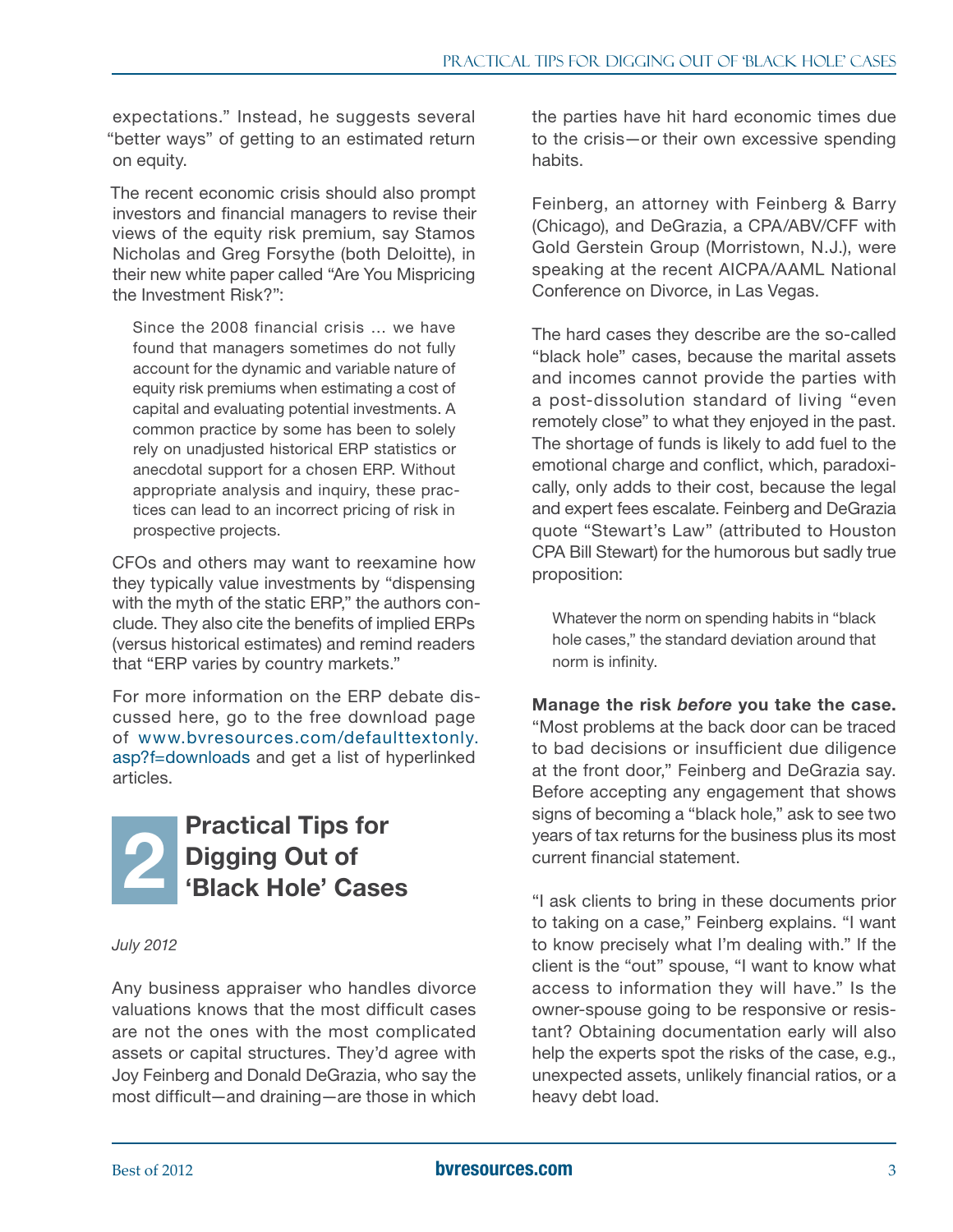expectations." Instead, he suggests several "better ways" of getting to an estimated return on equity.

The recent economic crisis should also prompt investors and financial managers to revise their views of the equity risk premium, say Stamos Nicholas and Greg Forsythe (both Deloitte), in their new white paper called "Are You Mispricing the Investment Risk?":

> Since the 2008 financial crisis … we have found that managers sometimes do not fully account for the dynamic and variable nature of equity risk premiums when estimating a cost of capital and evaluating potential investments. A common practice by some has been to solely rely on unadjusted historical ERP statistics or anecdotal support for a chosen ERP. Without appropriate analysis and inquiry, these practices can lead to an incorrect pricing of risk in prospective projects.

CFOs and others may want to reexamine how they typically value investments by "dispensing with the myth of the static ERP," the authors conclude. They also cite the benefits of implied ERPs (versus historical estimates) and remind readers that "ERP varies by country markets."

For more information on the ERP debate discussed here, go to the free download page of www.bvresources.com/defaulttextonly.asp?f=downloads and get a list of hyperlinked articles.

## 2 Practical Tips for Digging Out of 'Black Hole' Cases

*July 2012*

Any business appraiser who handles divorce valuations knows that the most difficult cases are not the ones with the most complicated assets or capital structures. They'd agree with Joy Feinberg and Donald DeGrazia, who say the most difficult—and draining—are those in which the parties have hit hard economic times due to the crisis—or their own excessive spending habits.

Feinberg, an attorney with Feinberg & Barry (Chicago), and DeGrazia, a CPA/ABV/CFF with Gold Gerstein Group (Morristown, N.J.), were speaking at the recent AICPA/AAML National Conference on Divorce, in Las Vegas.

The hard cases they describe are the so-called "black hole" cases, because the marital assets and incomes cannot provide the parties with a post-dissolution standard of living "even remotely close" to what they enjoyed in the past. The shortage of funds is likely to add fuel to the emotional charge and conflict, which, paradoxically, only adds to their cost, because the legal and expert fees escalate. Feinberg and DeGrazia quote "Stewart's Law" (attributed to Houston CPA Bill Stewart) for the humorous but sadly true proposition:

> Whatever the norm on spending habits in "black hole cases," the standard deviation around that norm is infinity.

**Manage the risk *before* you take the case.** "Most problems at the back door can be traced to bad decisions or insufficient due diligence at the front door," Feinberg and DeGrazia say. Before accepting any engagement that shows signs of becoming a "black hole," ask to see two years of tax returns for the business plus its most current financial statement.

"I ask clients to bring in these documents prior to taking on a case," Feinberg explains. "I want to know precisely what I'm dealing with." If the client is the "out" spouse, "I want to know what access to information they will have." Is the owner-spouse going to be responsive or resistant? Obtaining documentation early will also help the experts spot the risks of the case, e.g., unexpected assets, unlikely financial ratios, or a heavy debt load.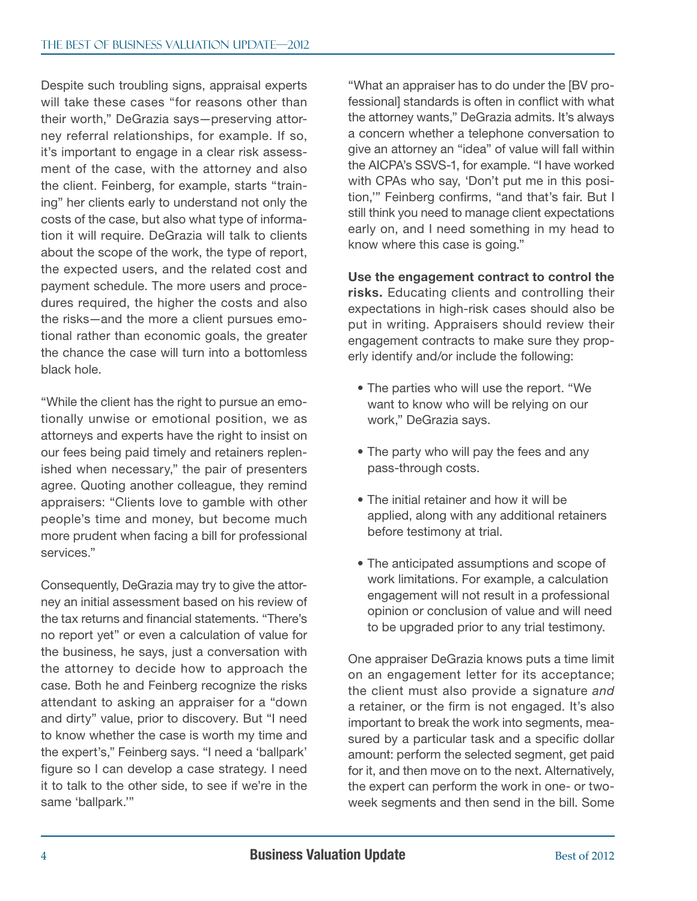Despite such troubling signs, appraisal experts will take these cases "for reasons other than their worth," DeGrazia says—preserving attorney referral relationships, for example. If so, it's important to engage in a clear risk assessment of the case, with the attorney and also the client. Feinberg, for example, starts "training" her clients early to understand not only the costs of the case, but also what type of information it will require. DeGrazia will talk to clients about the scope of the work, the type of report, the expected users, and the related cost and payment schedule. The more users and procedures required, the higher the costs and also the risks—and the more a client pursues emotional rather than economic goals, the greater the chance the case will turn into a bottomless black hole.

"While the client has the right to pursue an emotionally unwise or emotional position, we as attorneys and experts have the right to insist on our fees being paid timely and retainers replenished when necessary," the pair of presenters agree. Quoting another colleague, they remind appraisers: "Clients love to gamble with other people's time and money, but become much more prudent when facing a bill for professional services."

Consequently, DeGrazia may try to give the attorney an initial assessment based on his review of the tax returns and financial statements. "There's no report yet" or even a calculation of value for the business, he says, just a conversation with the attorney to decide how to approach the case. Both he and Feinberg recognize the risks attendant to asking an appraiser for a "down and dirty" value, prior to discovery. But "I need to know whether the case is worth my time and the expert's," Feinberg says. "I need a 'ballpark' figure so I can develop a case strategy. I need it to talk to the other side, to see if we're in the same 'ballpark.'"

"What an appraiser has to do under the [BV professional] standards is often in conflict with what the attorney wants," DeGrazia admits. It's always a concern whether a telephone conversation to give an attorney an "idea" of value will fall within the AICPA's SSVS-1, for example. "I have worked with CPAs who say, 'Don't put me in this position,'" Feinberg confirms, "and that's fair. But I still think you need to manage client expectations early on, and I need something in my head to know where this case is going."

**Use the engagement contract to control the risks.** Educating clients and controlling their expectations in high-risk cases should also be put in writing. Appraisers should review their engagement contracts to make sure they properly identify and/or include the following:

- The parties who will use the report. "We want to know who will be relying on our work," DeGrazia says.
- The party who will pay the fees and any pass-through costs.
- The initial retainer and how it will be applied, along with any additional retainers before testimony at trial.
- The anticipated assumptions and scope of work limitations. For example, a calculation engagement will not result in a professional opinion or conclusion of value and will need to be upgraded prior to any trial testimony.

One appraiser DeGrazia knows puts a time limit on an engagement letter for its acceptance; the client must also provide a signature *and* a retainer, or the firm is not engaged. It's also important to break the work into segments, measured by a particular task and a specific dollar amount: perform the selected segment, get paid for it, and then move on to the next. Alternatively, the expert can perform the work in one- or two-week segments and then send in the bill. Some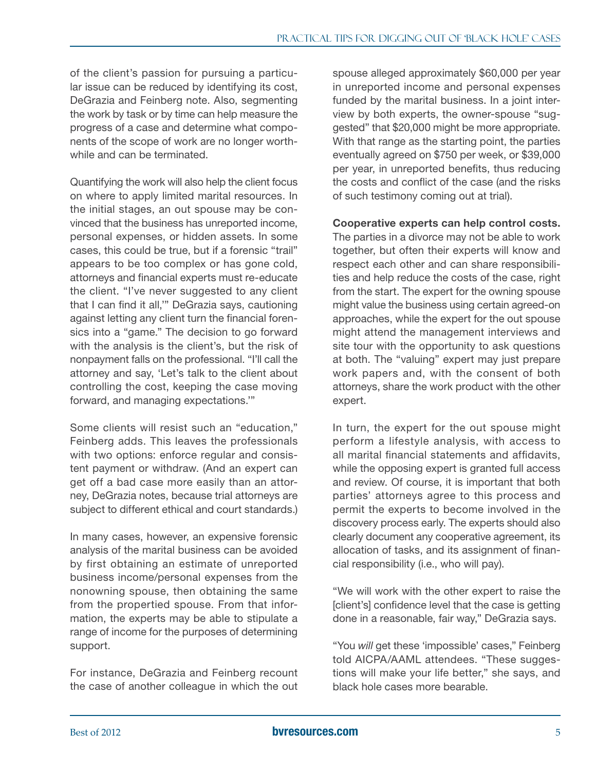of the client's passion for pursuing a particular issue can be reduced by identifying its cost, DeGrazia and Feinberg note. Also, segmenting the work by task or by time can help measure the progress of a case and determine what components of the scope of work are no longer worthwhile and can be terminated.

Quantifying the work will also help the client focus on where to apply limited marital resources. In the initial stages, an out spouse may be convinced that the business has unreported income, personal expenses, or hidden assets. In some cases, this could be true, but if a forensic "trail" appears to be too complex or has gone cold, attorneys and financial experts must re-educate the client. "I've never suggested to any client that I can find it all,'" DeGrazia says, cautioning against letting any client turn the financial forensics into a "game." The decision to go forward with the analysis is the client's, but the risk of nonpayment falls on the professional. "I'll call the attorney and say, 'Let's talk to the client about controlling the cost, keeping the case moving forward, and managing expectations.'"

Some clients will resist such an "education," Feinberg adds. This leaves the professionals with two options: enforce regular and consistent payment or withdraw. (And an expert can get off a bad case more easily than an attorney, DeGrazia notes, because trial attorneys are subject to different ethical and court standards.)

In many cases, however, an expensive forensic analysis of the marital business can be avoided by first obtaining an estimate of unreported business income/personal expenses from the nonowning spouse, then obtaining the same from the propertied spouse. From that information, the experts may be able to stipulate a range of income for the purposes of determining support.

For instance, DeGrazia and Feinberg recount the case of another colleague in which the out spouse alleged approximately $60,000 per year in unreported income and personal expenses funded by the marital business. In a joint interview by both experts, the owner-spouse "suggested" that $20,000 might be more appropriate. With that range as the starting point, the parties eventually agreed on $750 per week, or $39,000 per year, in unreported benefits, thus reducing the costs and conflict of the case (and the risks of such testimony coming out at trial).

**Cooperative experts can help control costs.** The parties in a divorce may not be able to work together, but often their experts will know and respect each other and can share responsibilities and help reduce the costs of the case, right from the start. The expert for the owning spouse might value the business using certain agreed-on approaches, while the expert for the out spouse might attend the management interviews and site tour with the opportunity to ask questions at both. The "valuing" expert may just prepare work papers and, with the consent of both attorneys, share the work product with the other expert.

In turn, the expert for the out spouse might perform a lifestyle analysis, with access to all marital financial statements and affidavits, while the opposing expert is granted full access and review. Of course, it is important that both parties' attorneys agree to this process and permit the experts to become involved in the discovery process early. The experts should also clearly document any cooperative agreement, its allocation of tasks, and its assignment of financial responsibility (i.e., who will pay).

"We will work with the other expert to raise the [client's] confidence level that the case is getting done in a reasonable, fair way," DeGrazia says.

"You *will* get these 'impossible' cases," Feinberg told AICPA/AAML attendees. "These suggestions will make your life better," she says, and black hole cases more bearable.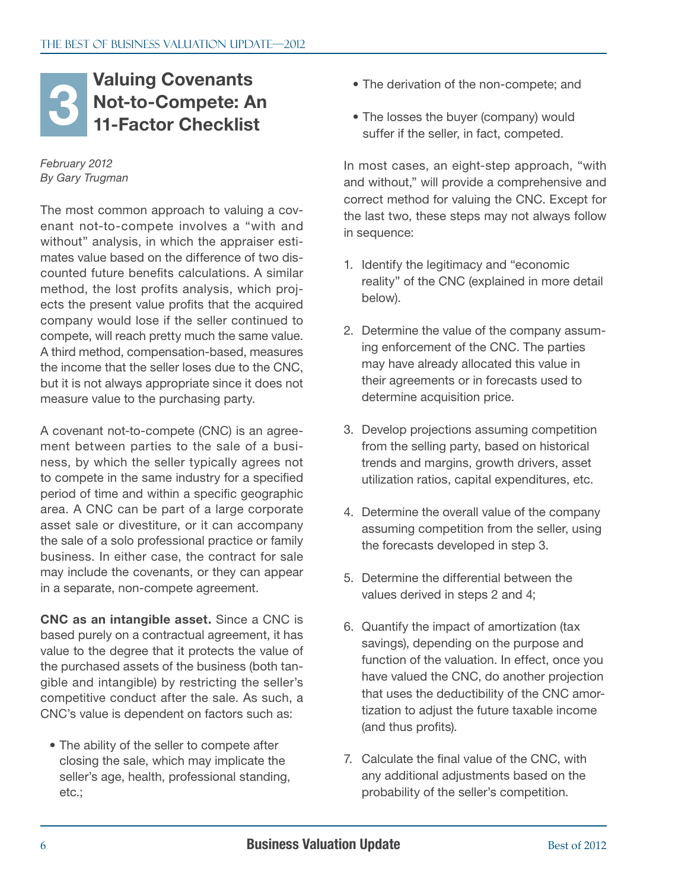# 3 Valuing Covenants Not-to-Compete: An 11-Factor Checklist

*February 2012*
*By Gary Trugman*

The most common approach to valuing a covenant not-to-compete involves a "with and without" analysis, in which the appraiser estimates value based on the difference of two discounted future benefits calculations. A similar method, the lost profits analysis, which projects the present value profits that the acquired company would lose if the seller continued to compete, will reach pretty much the same value. A third method, compensation-based, measures the income that the seller loses due to the CNC, but it is not always appropriate since it does not measure value to the purchasing party.

A covenant not-to-compete (CNC) is an agreement between parties to the sale of a business, by which the seller typically agrees not to compete in the same industry for a specified period of time and within a specific geographic area. A CNC can be part of a large corporate asset sale or divestiture, or it can accompany the sale of a solo professional practice or family business. In either case, the contract for sale may include the covenants, or they can appear in a separate, non-compete agreement.

**CNC as an intangible asset.** Since a CNC is based purely on a contractual agreement, it has value to the degree that it protects the value of the purchased assets of the business (both tangible and intangible) by restricting the seller's competitive conduct after the sale. As such, a CNC's value is dependent on factors such as:

- The ability of the seller to compete after closing the sale, which may implicate the seller's age, health, professional standing, etc.;
- The derivation of the non-compete; and
- The losses the buyer (company) would suffer if the seller, in fact, competed.

In most cases, an eight-step approach, "with and without," will provide a comprehensive and correct method for valuing the CNC. Except for the last two, these steps may not always follow in sequence:

1. Identify the legitimacy and "economic reality" of the CNC (explained in more detail below).
2. Determine the value of the company assuming enforcement of the CNC. The parties may have already allocated this value in their agreements or in forecasts used to determine acquisition price.
3. Develop projections assuming competition from the selling party, based on historical trends and margins, growth drivers, asset utilization ratios, capital expenditures, etc.
4. Determine the overall value of the company assuming competition from the seller, using the forecasts developed in step 3.
5. Determine the differential between the values derived in steps 2 and 4;
6. Quantify the impact of amortization (tax savings), depending on the purpose and function of the valuation. In effect, once you have valued the CNC, do another projection that uses the deductibility of the CNC amortization to adjust the future taxable income (and thus profits).
7. Calculate the final value of the CNC, with any additional adjustments based on the probability of the seller's competition.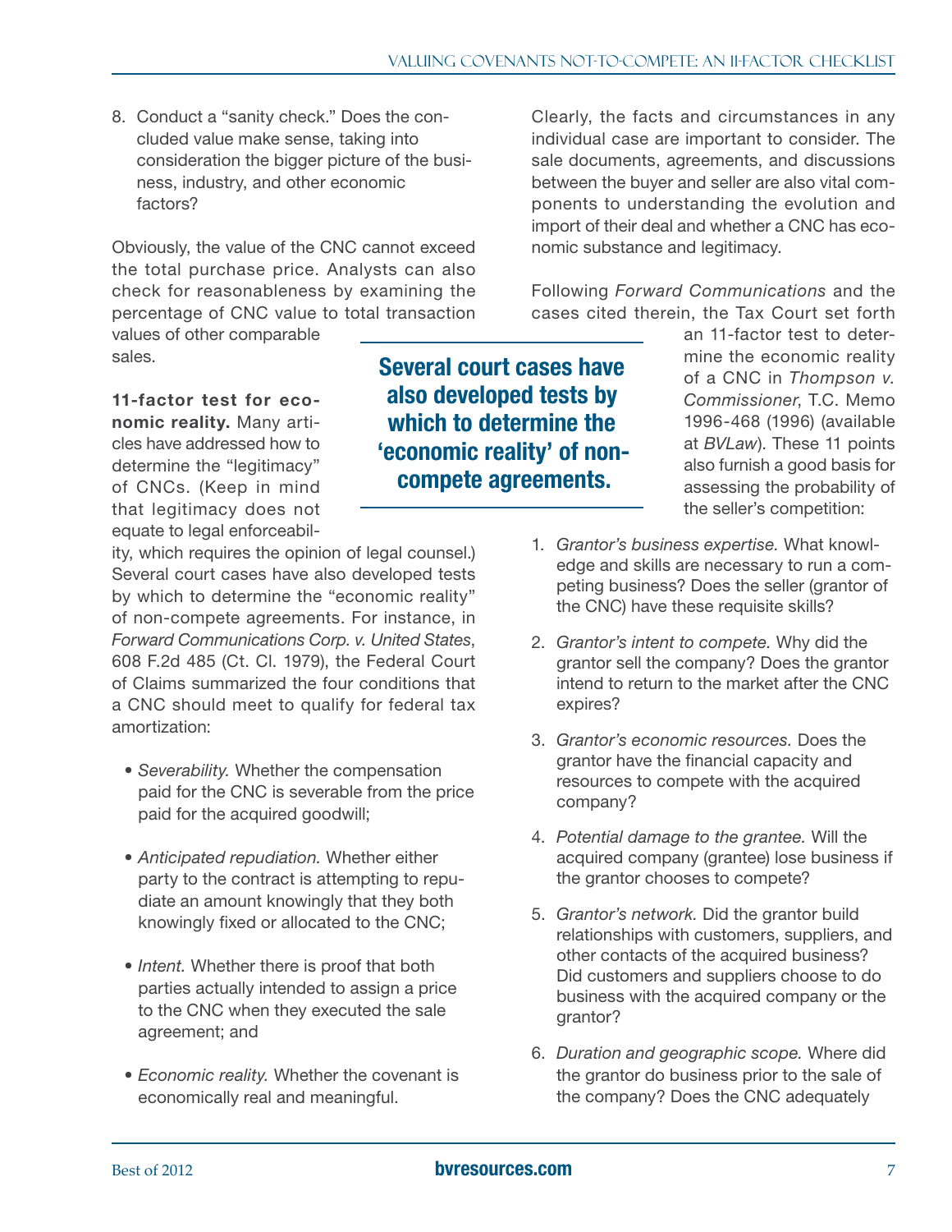8. Conduct a "sanity check." Does the concluded value make sense, taking into consideration the bigger picture of the business, industry, and other economic factors?

Obviously, the value of the CNC cannot exceed the total purchase price. Analysts can also check for reasonableness by examining the percentage of CNC value to total transaction values of other comparable sales.

**11-factor test for economic reality.** Many articles have addressed how to determine the "legitimacy" of CNCs. (Keep in mind that legitimacy does not equate to legal enforceability, which requires the opinion of legal counsel.) Several court cases have also developed tests by which to determine the "economic reality" of non-compete agreements. For instance, in *Forward Communications Corp. v. United States*, 608 F.2d 485 (Ct. Cl. 1979), the Federal Court of Claims summarized the four conditions that a CNC should meet to qualify for federal tax amortization:

- *Severability.* Whether the compensation paid for the CNC is severable from the price paid for the acquired goodwill;
- *Anticipated repudiation.* Whether either party to the contract is attempting to repudiate an amount knowingly that they both knowingly fixed or allocated to the CNC;
- *Intent.* Whether there is proof that both parties actually intended to assign a price to the CNC when they executed the sale agreement; and
- *Economic reality.* Whether the covenant is economically real and meaningful.

**Several court cases have also developed tests by which to determine the 'economic reality' of non-compete agreements.**

Clearly, the facts and circumstances in any individual case are important to consider. The sale documents, agreements, and discussions between the buyer and seller are also vital components to understanding the evolution and import of their deal and whether a CNC has economic substance and legitimacy.

Following *Forward Communications* and the cases cited therein, the Tax Court set forth an 11-factor test to determine the economic reality of a CNC in *Thompson v. Commissioner*, T.C. Memo 1996-468 (1996) (available at *BVLaw*). These 11 points also furnish a good basis for assessing the probability of the seller's competition:

1. *Grantor's business expertise*. What knowledge and skills are necessary to run a competing business? Does the seller (grantor of the CNC) have these requisite skills?
2. *Grantor's intent to compete.* Why did the grantor sell the company? Does the grantor intend to return to the market after the CNC expires?
3. *Grantor's economic resources.* Does the grantor have the financial capacity and resources to compete with the acquired company?
4. *Potential damage to the grantee.* Will the acquired company (grantee) lose business if the grantor chooses to compete?
5. *Grantor's network.* Did the grantor build relationships with customers, suppliers, and other contacts of the acquired business? Did customers and suppliers choose to do business with the acquired company or the grantor?
6. *Duration and geographic scope.* Where did the grantor do business prior to the sale of the company? Does the CNC adequately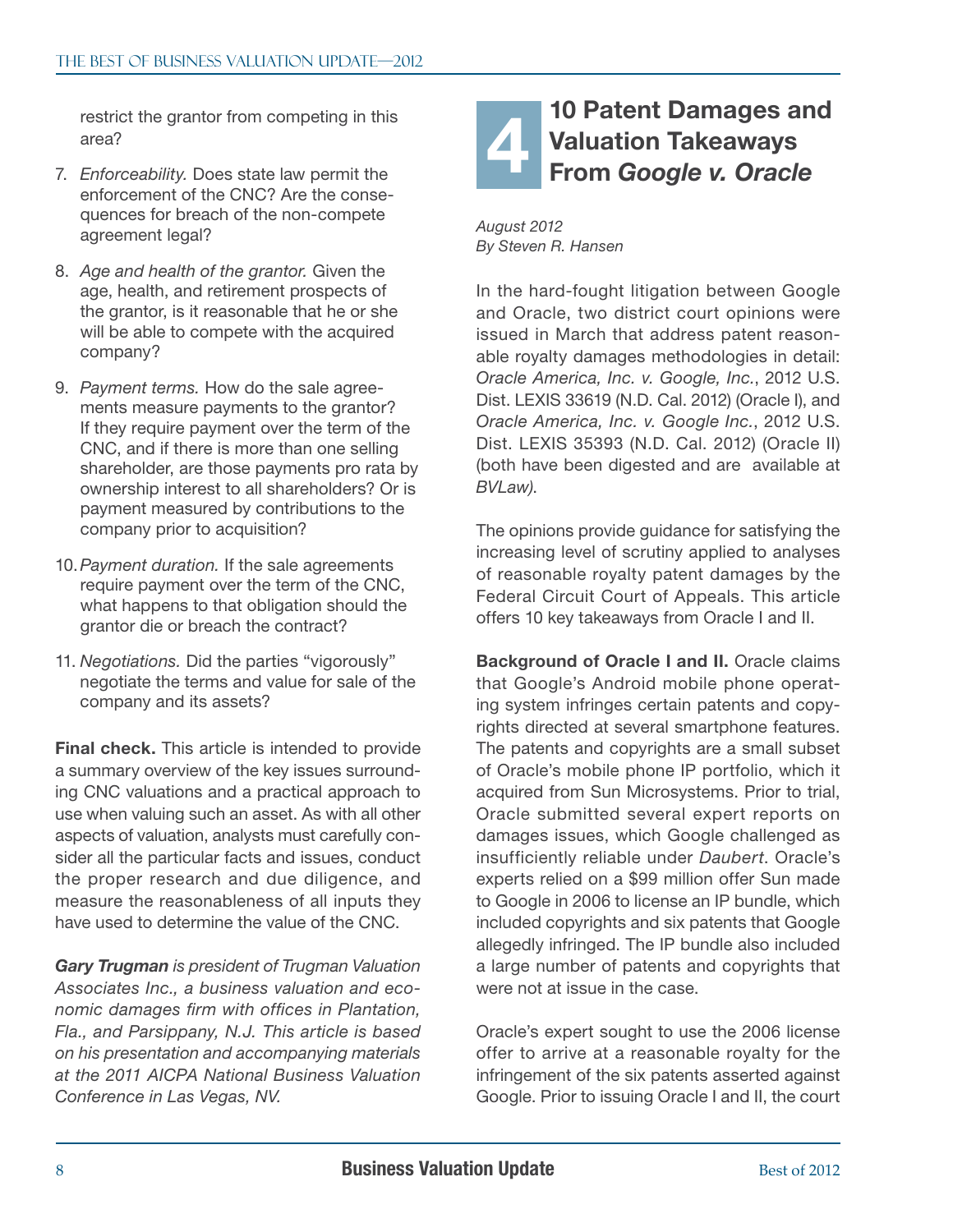restrict the grantor from competing in this area?

7. *Enforceability.* Does state law permit the enforcement of the CNC? Are the consequences for breach of the non-compete agreement legal?

8. *Age and health of the grantor.* Given the age, health, and retirement prospects of the grantor, is it reasonable that he or she will be able to compete with the acquired company?

9. *Payment terms.* How do the sale agreements measure payments to the grantor? If they require payment over the term of the CNC, and if there is more than one selling shareholder, are those payments pro rata by ownership interest to all shareholders? Or is payment measured by contributions to the company prior to acquisition?

10. *Payment duration.* If the sale agreements require payment over the term of the CNC, what happens to that obligation should the grantor die or breach the contract?

11. *Negotiations.* Did the parties "vigorously" negotiate the terms and value for sale of the company and its assets?

**Final check.** This article is intended to provide a summary overview of the key issues surrounding CNC valuations and a practical approach to use when valuing such an asset. As with all other aspects of valuation, analysts must carefully consider all the particular facts and issues, conduct the proper research and due diligence, and measure the reasonableness of all inputs they have used to determine the value of the CNC.

***Gary Trugman*** *is president of Trugman Valuation Associates Inc., a business valuation and economic damages firm with offices in Plantation, Fla., and Parsippany, N.J. This article is based on his presentation and accompanying materials at the 2011 AICPA National Business Valuation Conference in Las Vegas, NV.*

# 4 10 Patent Damages and Valuation Takeaways From *Google v. Oracle*

*August 2012*
*By Steven R. Hansen*

In the hard-fought litigation between Google and Oracle, two district court opinions were issued in March that address patent reasonable royalty damages methodologies in detail: *Oracle America, Inc. v. Google, Inc.*, 2012 U.S. Dist. LEXIS 33619 (N.D. Cal. 2012) (Oracle I), and *Oracle America, Inc. v. Google Inc.*, 2012 U.S. Dist. LEXIS 35393 (N.D. Cal. 2012) (Oracle II) (both have been digested and are available at *BVLaw)*.

The opinions provide guidance for satisfying the increasing level of scrutiny applied to analyses of reasonable royalty patent damages by the Federal Circuit Court of Appeals. This article offers 10 key takeaways from Oracle I and II.

**Background of Oracle I and II.** Oracle claims that Google's Android mobile phone operating system infringes certain patents and copyrights directed at several smartphone features. The patents and copyrights are a small subset of Oracle's mobile phone IP portfolio, which it acquired from Sun Microsystems. Prior to trial, Oracle submitted several expert reports on damages issues, which Google challenged as insufficiently reliable under *Daubert*. Oracle's experts relied on a $99 million offer Sun made to Google in 2006 to license an IP bundle, which included copyrights and six patents that Google allegedly infringed. The IP bundle also included a large number of patents and copyrights that were not at issue in the case.

Oracle's expert sought to use the 2006 license offer to arrive at a reasonable royalty for the infringement of the six patents asserted against Google. Prior to issuing Oracle I and II, the court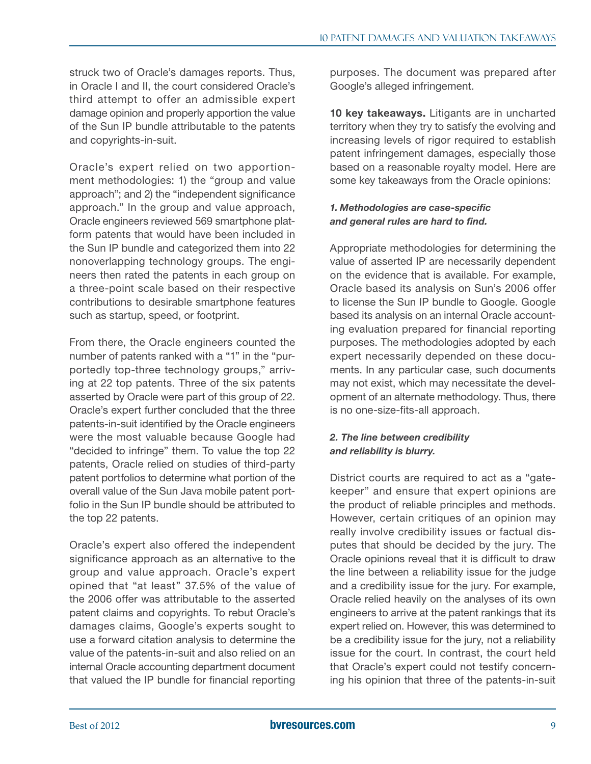struck two of Oracle's damages reports. Thus, in Oracle I and II, the court considered Oracle's third attempt to offer an admissible expert damage opinion and properly apportion the value of the Sun IP bundle attributable to the patents and copyrights-in-suit.

Oracle's expert relied on two apportionment methodologies: 1) the "group and value approach"; and 2) the "independent significance approach." In the group and value approach, Oracle engineers reviewed 569 smartphone platform patents that would have been included in the Sun IP bundle and categorized them into 22 nonoverlapping technology groups. The engineers then rated the patents in each group on a three-point scale based on their respective contributions to desirable smartphone features such as startup, speed, or footprint.

From there, the Oracle engineers counted the number of patents ranked with a "1" in the "purportedly top-three technology groups," arriving at 22 top patents. Three of the six patents asserted by Oracle were part of this group of 22. Oracle's expert further concluded that the three patents-in-suit identified by the Oracle engineers were the most valuable because Google had "decided to infringe" them. To value the top 22 patents, Oracle relied on studies of third-party patent portfolios to determine what portion of the overall value of the Sun Java mobile patent portfolio in the Sun IP bundle should be attributed to the top 22 patents.

Oracle's expert also offered the independent significance approach as an alternative to the group and value approach. Oracle's expert opined that "at least" 37.5% of the value of the 2006 offer was attributable to the asserted patent claims and copyrights. To rebut Oracle's damages claims, Google's experts sought to use a forward citation analysis to determine the value of the patents-in-suit and also relied on an internal Oracle accounting department document that valued the IP bundle for financial reporting purposes. The document was prepared after Google's alleged infringement.

**10 key takeaways.** Litigants are in uncharted territory when they try to satisfy the evolving and increasing levels of rigor required to establish patent infringement damages, especially those based on a reasonable royalty model. Here are some key takeaways from the Oracle opinions:

***1. Methodologies are case-specific and general rules are hard to find.***

Appropriate methodologies for determining the value of asserted IP are necessarily dependent on the evidence that is available. For example, Oracle based its analysis on Sun's 2006 offer to license the Sun IP bundle to Google. Google based its analysis on an internal Oracle accounting evaluation prepared for financial reporting purposes. The methodologies adopted by each expert necessarily depended on these documents. In any particular case, such documents may not exist, which may necessitate the development of an alternate methodology. Thus, there is no one-size-fits-all approach.

***2. The line between credibility and reliability is blurry.***

District courts are required to act as a "gatekeeper" and ensure that expert opinions are the product of reliable principles and methods. However, certain critiques of an opinion may really involve credibility issues or factual disputes that should be decided by the jury. The Oracle opinions reveal that it is difficult to draw the line between a reliability issue for the judge and a credibility issue for the jury. For example, Oracle relied heavily on the analyses of its own engineers to arrive at the patent rankings that its expert relied on. However, this was determined to be a credibility issue for the jury, not a reliability issue for the court. In contrast, the court held that Oracle's expert could not testify concerning his opinion that three of the patents-in-suit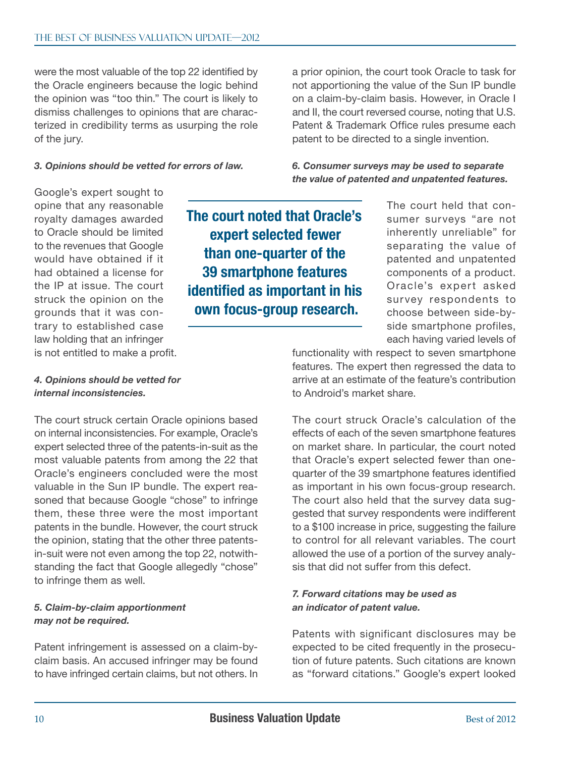were the most valuable of the top 22 identified by the Oracle engineers because the logic behind the opinion was "too thin." The court is likely to dismiss challenges to opinions that are characterized in credibility terms as usurping the role of the jury.

***3. Opinions should be vetted for errors of law.***

Google's expert sought to opine that any reasonable royalty damages awarded to Oracle should be limited to the revenues that Google would have obtained if it had obtained a license for the IP at issue. The court struck the opinion on the grounds that it was contrary to established case law holding that an infringer is not entitled to make a profit.

***4. Opinions should be vetted for internal inconsistencies.***

The court struck certain Oracle opinions based on internal inconsistencies. For example, Oracle's expert selected three of the patents-in-suit as the most valuable patents from among the 22 that Oracle's engineers concluded were the most valuable in the Sun IP bundle. The expert reasoned that because Google "chose" to infringe them, these three were the most important patents in the bundle. However, the court struck the opinion, stating that the other three patents-in-suit were not even among the top 22, notwithstanding the fact that Google allegedly "chose" to infringe them as well.

***5. Claim-by-claim apportionment may not be required.***

Patent infringement is assessed on a claim-by-claim basis. An accused infringer may be found to have infringed certain claims, but not others. In a prior opinion, the court took Oracle to task for not apportioning the value of the Sun IP bundle on a claim-by-claim basis. However, in Oracle I and II, the court reversed course, noting that U.S. Patent & Trademark Office rules presume each patent to be directed to a single invention.

***6. Consumer surveys may be used to separate the value of patented and unpatented features.***

**The court noted that Oracle's expert selected fewer than one-quarter of the 39 smartphone features identified as important in his own focus-group research.**

The court held that consumer surveys "are not inherently unreliable" for separating the value of patented and unpatented components of a product. Oracle's expert asked survey respondents to choose between side-by-side smartphone profiles, each having varied levels of functionality with respect to seven smartphone features. The expert then regressed the data to arrive at an estimate of the feature's contribution to Android's market share.

The court struck Oracle's calculation of the effects of each of the seven smartphone features on market share. In particular, the court noted that Oracle's expert selected fewer than one-quarter of the 39 smartphone features identified as important in his own focus-group research. The court also held that the survey data suggested that survey respondents were indifferent to a $100 increase in price, suggesting the failure to control for all relevant variables. The court allowed the use of a portion of the survey analysis that did not suffer from this defect.

***7. Forward citations* may *be used as an indicator of patent value.***

Patents with significant disclosures may be expected to be cited frequently in the prosecution of future patents. Such citations are known as "forward citations." Google's expert looked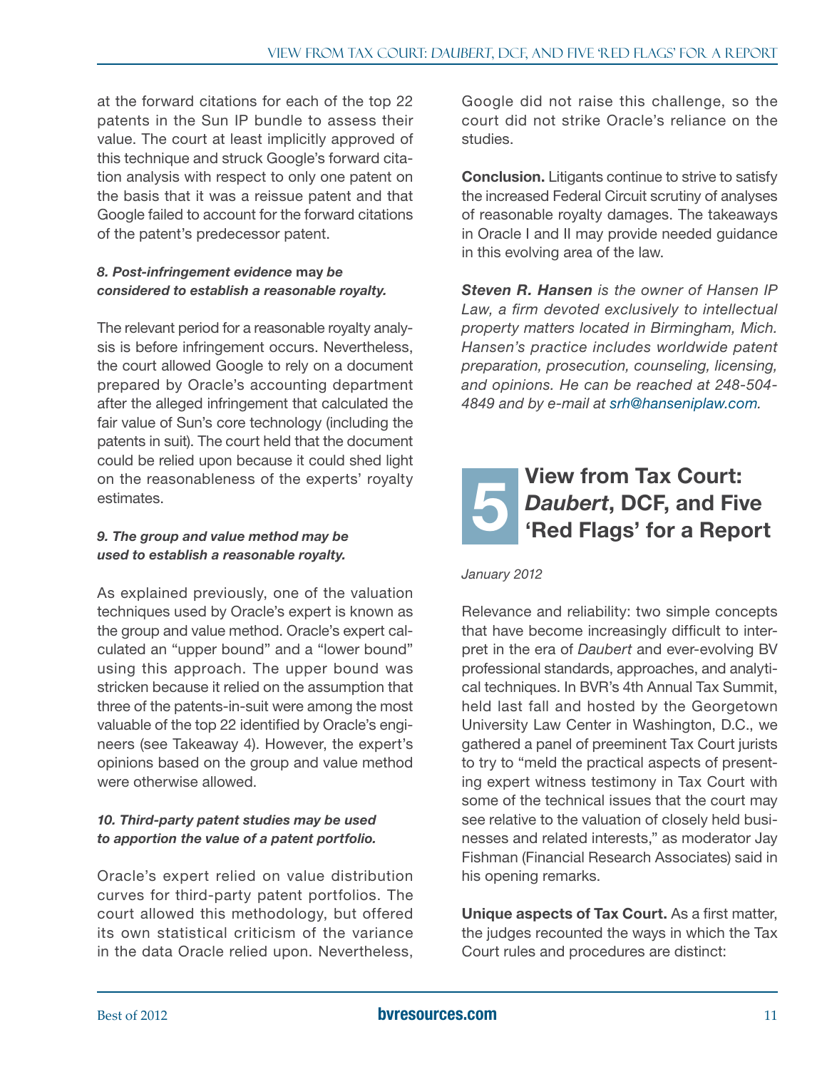at the forward citations for each of the top 22 patents in the Sun IP bundle to assess their value. The court at least implicitly approved of this technique and struck Google's forward citation analysis with respect to only one patent on the basis that it was a reissue patent and that Google failed to account for the forward citations of the patent's predecessor patent.

***8. Post-infringement evidence* may *be considered to establish a reasonable royalty.***

The relevant period for a reasonable royalty analysis is before infringement occurs. Nevertheless, the court allowed Google to rely on a document prepared by Oracle's accounting department after the alleged infringement that calculated the fair value of Sun's core technology (including the patents in suit). The court held that the document could be relied upon because it could shed light on the reasonableness of the experts' royalty estimates.

***9. The group and value method may be used to establish a reasonable royalty.***

As explained previously, one of the valuation techniques used by Oracle's expert is known as the group and value method. Oracle's expert calculated an "upper bound" and a "lower bound" using this approach. The upper bound was stricken because it relied on the assumption that three of the patents-in-suit were among the most valuable of the top 22 identified by Oracle's engineers (see Takeaway 4). However, the expert's opinions based on the group and value method were otherwise allowed.

***10. Third-party patent studies may be used to apportion the value of a patent portfolio.***

Oracle's expert relied on value distribution curves for third-party patent portfolios. The court allowed this methodology, but offered its own statistical criticism of the variance in the data Oracle relied upon. Nevertheless, Google did not raise this challenge, so the court did not strike Oracle's reliance on the studies.

**Conclusion.** Litigants continue to strive to satisfy the increased Federal Circuit scrutiny of analyses of reasonable royalty damages. The takeaways in Oracle I and II may provide needed guidance in this evolving area of the law.

***Steven R. Hansen*** *is the owner of Hansen IP Law, a firm devoted exclusively to intellectual property matters located in Birmingham, Mich. Hansen's practice includes worldwide patent preparation, prosecution, counseling, licensing, and opinions. He can be reached at 248-504-4849 and by e-mail at srh@hanseniplaw.com.*

# 5 View from Tax Court: *Daubert*, DCF, and Five 'Red Flags' for a Report

*January 2012*

Relevance and reliability: two simple concepts that have become increasingly difficult to interpret in the era of *Daubert* and ever-evolving BV professional standards, approaches, and analytical techniques. In BVR's 4th Annual Tax Summit, held last fall and hosted by the Georgetown University Law Center in Washington, D.C., we gathered a panel of preeminent Tax Court jurists to try to "meld the practical aspects of presenting expert witness testimony in Tax Court with some of the technical issues that the court may see relative to the valuation of closely held businesses and related interests," as moderator Jay Fishman (Financial Research Associates) said in his opening remarks.

**Unique aspects of Tax Court.** As a first matter, the judges recounted the ways in which the Tax Court rules and procedures are distinct: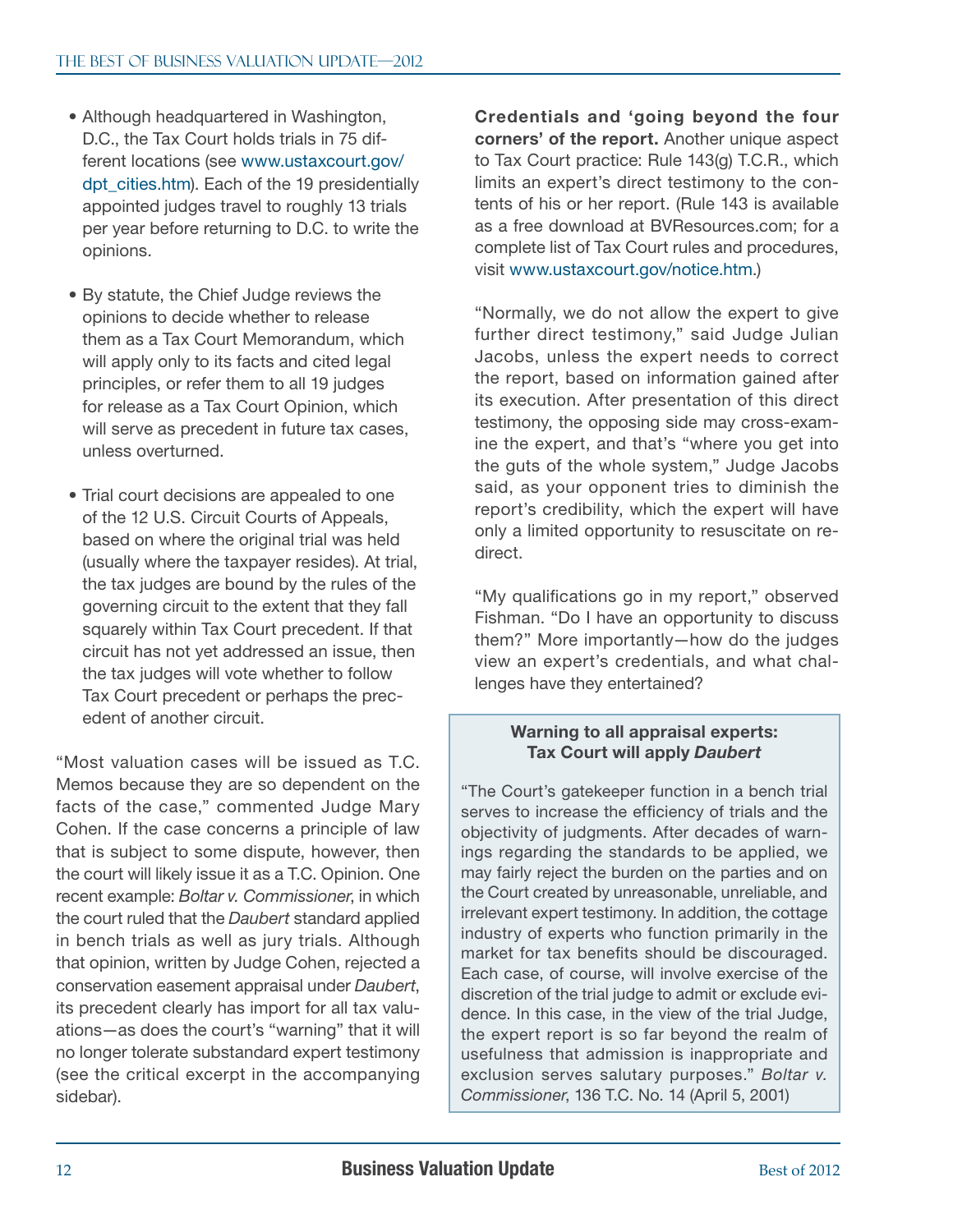- Although headquartered in Washington, D.C., the Tax Court holds trials in 75 different locations (see www.ustaxcourt.gov/dpt_cities.htm). Each of the 19 presidentially appointed judges travel to roughly 13 trials per year before returning to D.C. to write the opinions.

- By statute, the Chief Judge reviews the opinions to decide whether to release them as a Tax Court Memorandum, which will apply only to its facts and cited legal principles, or refer them to all 19 judges for release as a Tax Court Opinion, which will serve as precedent in future tax cases, unless overturned.

- Trial court decisions are appealed to one of the 12 U.S. Circuit Courts of Appeals, based on where the original trial was held (usually where the taxpayer resides). At trial, the tax judges are bound by the rules of the governing circuit to the extent that they fall squarely within Tax Court precedent. If that circuit has not yet addressed an issue, then the tax judges will vote whether to follow Tax Court precedent or perhaps the precedent of another circuit.

"Most valuation cases will be issued as T.C. Memos because they are so dependent on the facts of the case," commented Judge Mary Cohen. If the case concerns a principle of law that is subject to some dispute, however, then the court will likely issue it as a T.C. Opinion. One recent example: *Boltar v. Commissioner*, in which the court ruled that the *Daubert* standard applied in bench trials as well as jury trials. Although that opinion, written by Judge Cohen, rejected a conservation easement appraisal under *Daubert*, its precedent clearly has import for all tax valuations—as does the court's "warning" that it will no longer tolerate substandard expert testimony (see the critical excerpt in the accompanying sidebar).

**Credentials and 'going beyond the four corners' of the report.** Another unique aspect to Tax Court practice: Rule 143(g) T.C.R., which limits an expert's direct testimony to the contents of his or her report. (Rule 143 is available as a free download at BVResources.com; for a complete list of Tax Court rules and procedures, visit www.ustaxcourt.gov/notice.htm.)

"Normally, we do not allow the expert to give further direct testimony," said Judge Julian Jacobs, unless the expert needs to correct the report, based on information gained after its execution. After presentation of this direct testimony, the opposing side may cross-examine the expert, and that's "where you get into the guts of the whole system," Judge Jacobs said, as your opponent tries to diminish the report's credibility, which the expert will have only a limited opportunity to resuscitate on redirect.

"My qualifications go in my report," observed Fishman. "Do I have an opportunity to discuss them?" More importantly—how do the judges view an expert's credentials, and what challenges have they entertained?

**Warning to all appraisal experts: Tax Court will apply *Daubert***

"The Court's gatekeeper function in a bench trial serves to increase the efficiency of trials and the objectivity of judgments. After decades of warnings regarding the standards to be applied, we may fairly reject the burden on the parties and on the Court created by unreasonable, unreliable, and irrelevant expert testimony. In addition, the cottage industry of experts who function primarily in the market for tax benefits should be discouraged. Each case, of course, will involve exercise of the discretion of the trial judge to admit or exclude evidence. In this case, in the view of the trial Judge, the expert report is so far beyond the realm of usefulness that admission is inappropriate and exclusion serves salutary purposes." *Boltar v. Commissioner*, 136 T.C. No. 14 (April 5, 2001)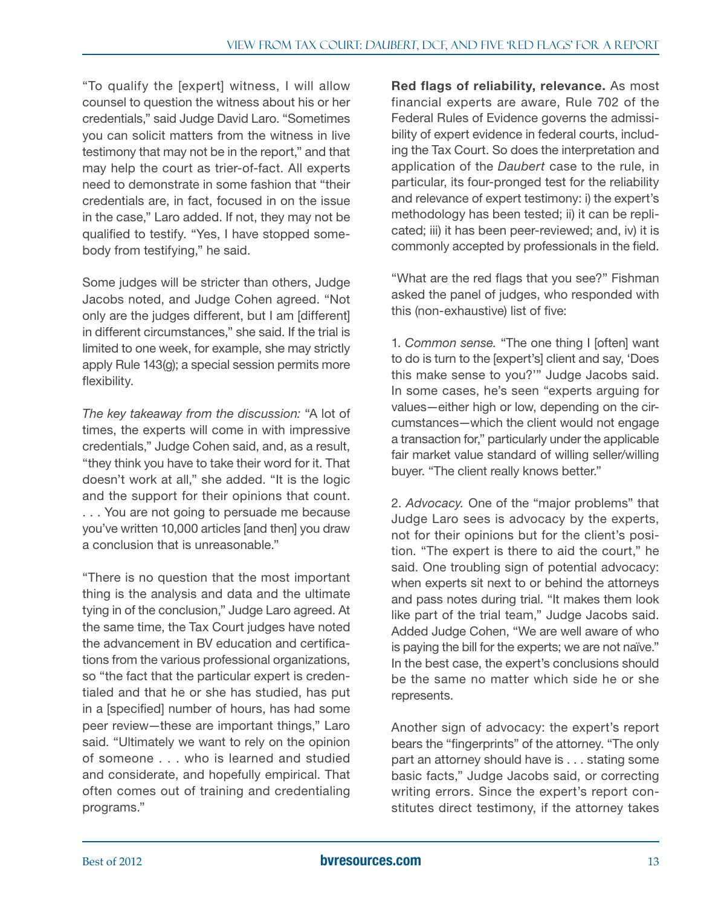"To qualify the [expert] witness, I will allow counsel to question the witness about his or her credentials," said Judge David Laro. "Sometimes you can solicit matters from the witness in live testimony that may not be in the report," and that may help the court as trier-of-fact. All experts need to demonstrate in some fashion that "their credentials are, in fact, focused in on the issue in the case," Laro added. If not, they may not be qualified to testify. "Yes, I have stopped somebody from testifying," he said.

Some judges will be stricter than others, Judge Jacobs noted, and Judge Cohen agreed. "Not only are the judges different, but I am [different] in different circumstances," she said. If the trial is limited to one week, for example, she may strictly apply Rule 143(g); a special session permits more flexibility.

*The key takeaway from the discussion:* "A lot of times, the experts will come in with impressive credentials," Judge Cohen said, and, as a result, "they think you have to take their word for it. That doesn't work at all," she added. "It is the logic and the support for their opinions that count. . . . You are not going to persuade me because you've written 10,000 articles [and then] you draw a conclusion that is unreasonable."

"There is no question that the most important thing is the analysis and data and the ultimate tying in of the conclusion," Judge Laro agreed. At the same time, the Tax Court judges have noted the advancement in BV education and certifications from the various professional organizations, so "the fact that the particular expert is credentialed and that he or she has studied, has put in a [specified] number of hours, has had some peer review—these are important things," Laro said. "Ultimately we want to rely on the opinion of someone . . . who is learned and studied and considerate, and hopefully empirical. That often comes out of training and credentialing programs."

**Red flags of reliability, relevance.** As most financial experts are aware, Rule 702 of the Federal Rules of Evidence governs the admissibility of expert evidence in federal courts, including the Tax Court. So does the interpretation and application of the *Daubert* case to the rule, in particular, its four-pronged test for the reliability and relevance of expert testimony: i) the expert's methodology has been tested; ii) it can be replicated; iii) it has been peer-reviewed; and, iv) it is commonly accepted by professionals in the field.

"What are the red flags that you see?" Fishman asked the panel of judges, who responded with this (non-exhaustive) list of five:

1. *Common sense.* "The one thing I [often] want to do is turn to the [expert's] client and say, 'Does this make sense to you?'" Judge Jacobs said. In some cases, he's seen "experts arguing for values—either high or low, depending on the circumstances—which the client would not engage a transaction for," particularly under the applicable fair market value standard of willing seller/willing buyer. "The client really knows better."

2. *Advocacy.* One of the "major problems" that Judge Laro sees is advocacy by the experts, not for their opinions but for the client's position. "The expert is there to aid the court," he said. One troubling sign of potential advocacy: when experts sit next to or behind the attorneys and pass notes during trial. "It makes them look like part of the trial team," Judge Jacobs said. Added Judge Cohen, "We are well aware of who is paying the bill for the experts; we are not naïve." In the best case, the expert's conclusions should be the same no matter which side he or she represents.

Another sign of advocacy: the expert's report bears the "fingerprints" of the attorney. "The only part an attorney should have is . . . stating some basic facts," Judge Jacobs said, or correcting writing errors. Since the expert's report constitutes direct testimony, if the attorney takes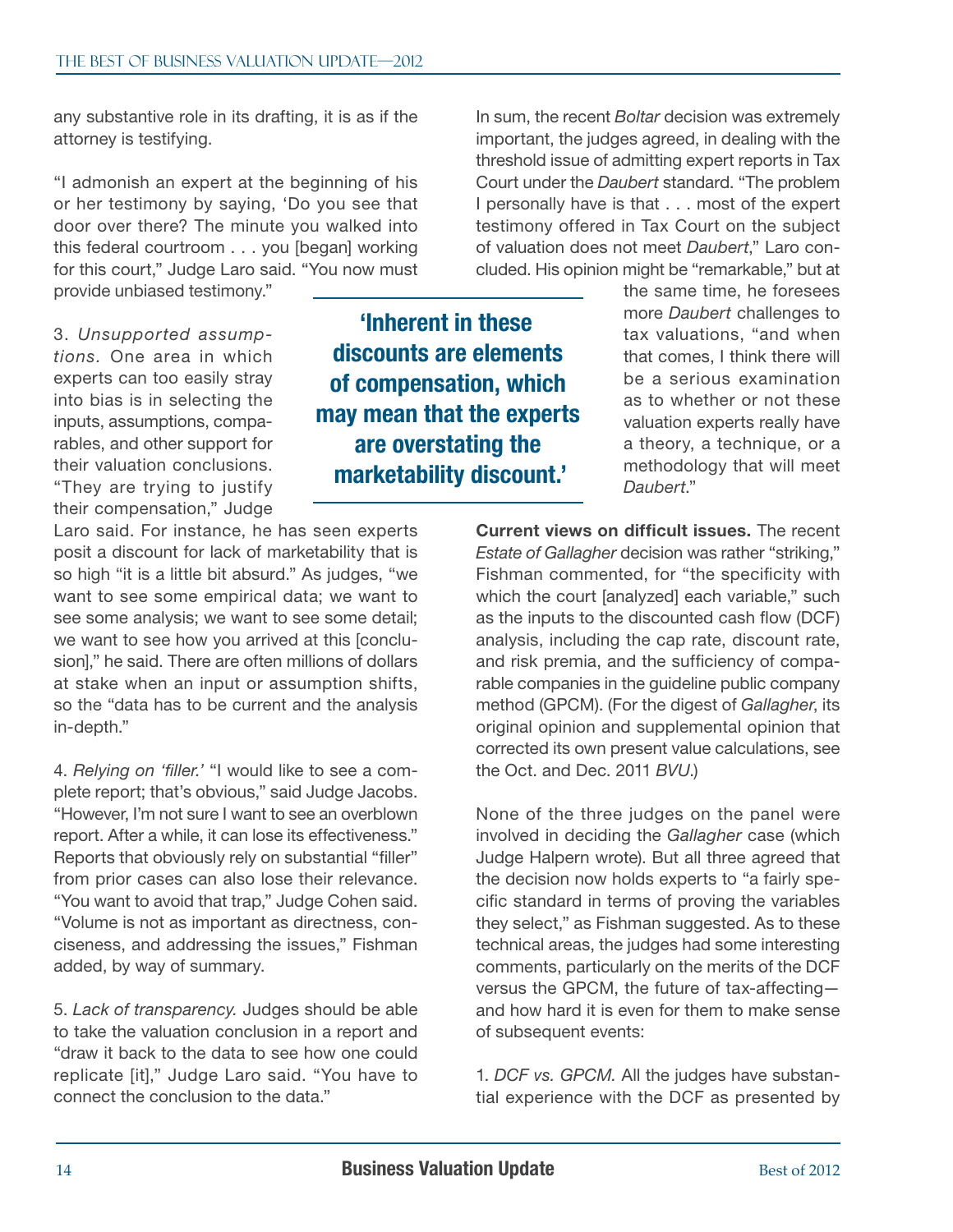any substantive role in its drafting, it is as if the attorney is testifying.

"I admonish an expert at the beginning of his or her testimony by saying, 'Do you see that door over there? The minute you walked into this federal courtroom . . . you [began] working for this court," Judge Laro said. "You now must provide unbiased testimony."

3. *Unsupported assumptions.* One area in which experts can too easily stray into bias is in selecting the inputs, assumptions, comparables, and other support for their valuation conclusions. "They are trying to justify their compensation," Judge Laro said. For instance, he has seen experts posit a discount for lack of marketability that is so high "it is a little bit absurd." As judges, "we want to see some empirical data; we want to see some analysis; we want to see some detail; we want to see how you arrived at this [conclusion]," he said. There are often millions of dollars at stake when an input or assumption shifts, so the "data has to be current and the analysis in-depth."

**'Inherent in these discounts are elements of compensation, which may mean that the experts are overstating the marketability discount.'**

4. *Relying on 'filler.'* "I would like to see a complete report; that's obvious," said Judge Jacobs. "However, I'm not sure I want to see an overblown report. After a while, it can lose its effectiveness." Reports that obviously rely on substantial "filler" from prior cases can also lose their relevance. "You want to avoid that trap," Judge Cohen said. "Volume is not as important as directness, conciseness, and addressing the issues," Fishman added, by way of summary.

5. *Lack of transparency.* Judges should be able to take the valuation conclusion in a report and "draw it back to the data to see how one could replicate [it]," Judge Laro said. "You have to connect the conclusion to the data."

In sum, the recent *Boltar* decision was extremely important, the judges agreed, in dealing with the threshold issue of admitting expert reports in Tax Court under the *Daubert* standard. "The problem I personally have is that . . . most of the expert testimony offered in Tax Court on the subject of valuation does not meet *Daubert*," Laro concluded. His opinion might be "remarkable," but at the same time, he foresees more *Daubert* challenges to tax valuations, "and when that comes, I think there will be a serious examination as to whether or not these valuation experts really have a theory, a technique, or a methodology that will meet *Daubert*."

**Current views on difficult issues.** The recent *Estate of Gallagher* decision was rather "striking," Fishman commented, for "the specificity with which the court [analyzed] each variable," such as the inputs to the discounted cash flow (DCF) analysis, including the cap rate, discount rate, and risk premia, and the sufficiency of comparable companies in the guideline public company method (GPCM). (For the digest of *Gallagher*, its original opinion and supplemental opinion that corrected its own present value calculations, see the Oct. and Dec. 2011 *BVU*.)

None of the three judges on the panel were involved in deciding the *Gallagher* case (which Judge Halpern wrote). But all three agreed that the decision now holds experts to "a fairly specific standard in terms of proving the variables they select," as Fishman suggested. As to these technical areas, the judges had some interesting comments, particularly on the merits of the DCF versus the GPCM, the future of tax-affecting—and how hard it is even for them to make sense of subsequent events:

1. *DCF vs. GPCM.* All the judges have substantial experience with the DCF as presented by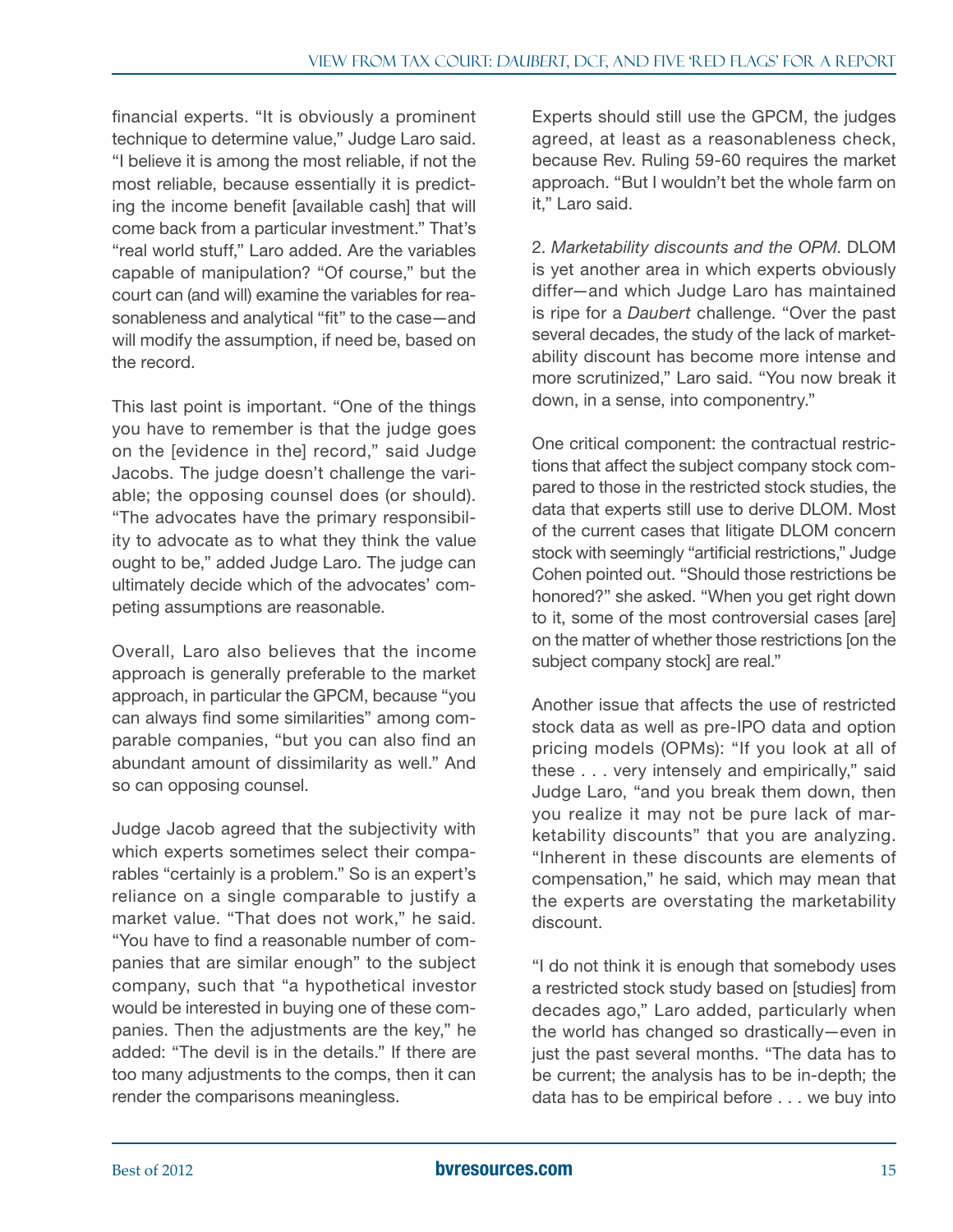financial experts. "It is obviously a prominent technique to determine value," Judge Laro said. "I believe it is among the most reliable, if not the most reliable, because essentially it is predicting the income benefit [available cash] that will come back from a particular investment." That's "real world stuff," Laro added. Are the variables capable of manipulation? "Of course," but the court can (and will) examine the variables for reasonableness and analytical "fit" to the case—and will modify the assumption, if need be, based on the record.

This last point is important. "One of the things you have to remember is that the judge goes on the [evidence in the] record," said Judge Jacobs. The judge doesn't challenge the variable; the opposing counsel does (or should). "The advocates have the primary responsibility to advocate as to what they think the value ought to be," added Judge Laro. The judge can ultimately decide which of the advocates' competing assumptions are reasonable.

Overall, Laro also believes that the income approach is generally preferable to the market approach, in particular the GPCM, because "you can always find some similarities" among comparable companies, "but you can also find an abundant amount of dissimilarity as well." And so can opposing counsel.

Judge Jacob agreed that the subjectivity with which experts sometimes select their comparables "certainly is a problem." So is an expert's reliance on a single comparable to justify a market value. "That does not work," he said. "You have to find a reasonable number of companies that are similar enough" to the subject company, such that "a hypothetical investor would be interested in buying one of these companies. Then the adjustments are the key," he added: "The devil is in the details." If there are too many adjustments to the comps, then it can render the comparisons meaningless.

Experts should still use the GPCM, the judges agreed, at least as a reasonableness check, because Rev. Ruling 59-60 requires the market approach. "But I wouldn't bet the whole farm on it," Laro said.

2. *Marketability discounts and the OPM.* DLOM is yet another area in which experts obviously differ—and which Judge Laro has maintained is ripe for a *Daubert* challenge. "Over the past several decades, the study of the lack of marketability discount has become more intense and more scrutinized," Laro said. "You now break it down, in a sense, into componentry."

One critical component: the contractual restrictions that affect the subject company stock compared to those in the restricted stock studies, the data that experts still use to derive DLOM. Most of the current cases that litigate DLOM concern stock with seemingly "artificial restrictions," Judge Cohen pointed out. "Should those restrictions be honored?" she asked. "When you get right down to it, some of the most controversial cases [are] on the matter of whether those restrictions [on the subject company stock] are real."

Another issue that affects the use of restricted stock data as well as pre-IPO data and option pricing models (OPMs): "If you look at all of these . . . very intensely and empirically," said Judge Laro, "and you break them down, then you realize it may not be pure lack of marketability discounts" that you are analyzing. "Inherent in these discounts are elements of compensation," he said, which may mean that the experts are overstating the marketability discount.

"I do not think it is enough that somebody uses a restricted stock study based on [studies] from decades ago," Laro added, particularly when the world has changed so drastically—even in just the past several months. "The data has to be current; the analysis has to be in-depth; the data has to be empirical before . . . we buy into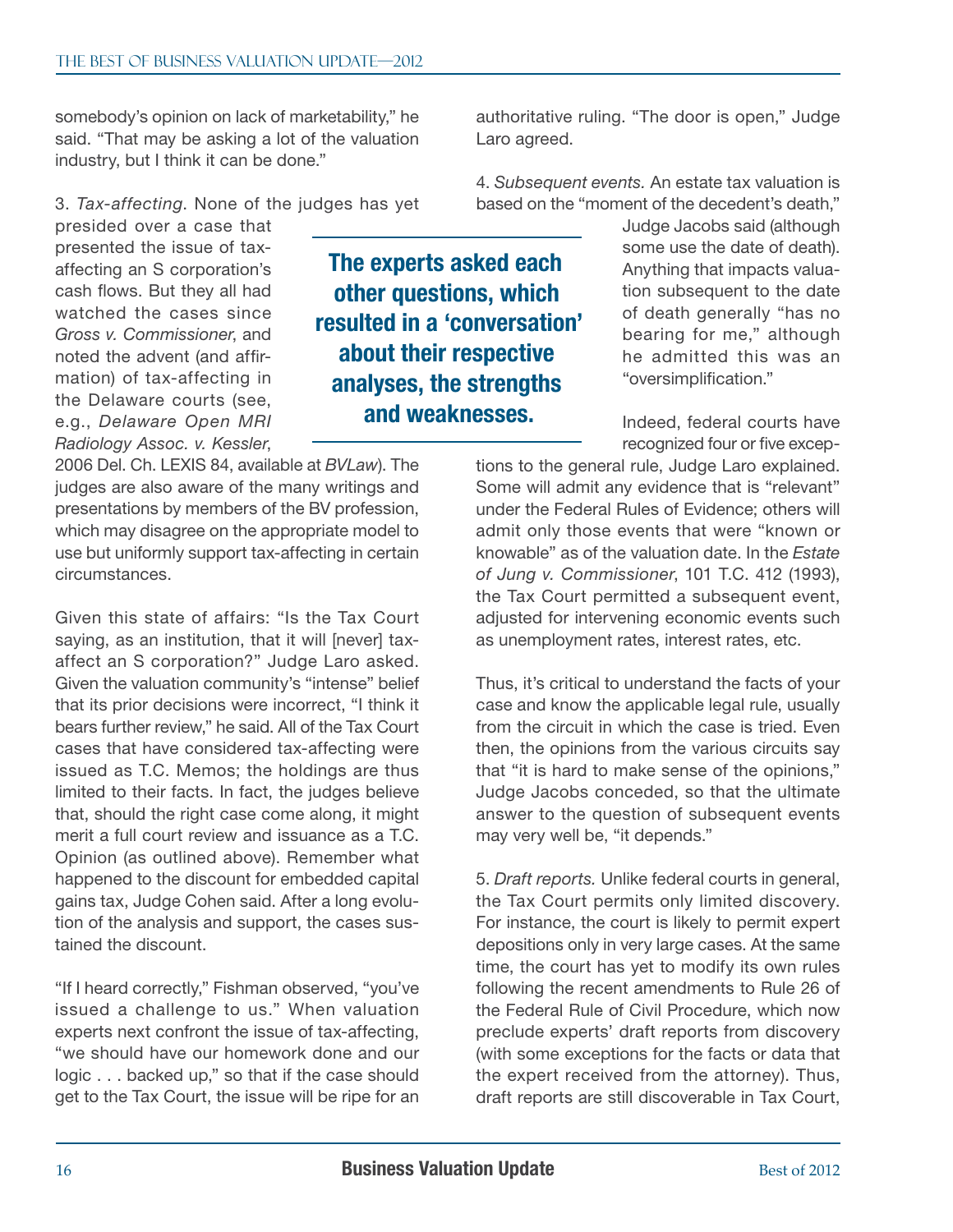somebody's opinion on lack of marketability," he said. "That may be asking a lot of the valuation industry, but I think it can be done."

3. *Tax-affecting*. None of the judges has yet presided over a case that presented the issue of tax-affecting an S corporation's cash flows. But they all had watched the cases since *Gross v. Commissioner*, and noted the advent (and affirmation) of tax-affecting in the Delaware courts (see, e.g., *Delaware Open MRI Radiology Assoc. v. Kessler*, 2006 Del. Ch. LEXIS 84, available at *BVLaw*). The judges are also aware of the many writings and presentations by members of the BV profession, which may disagree on the appropriate model to use but uniformly support tax-affecting in certain circumstances.

**The experts asked each other questions, which resulted in a 'conversation' about their respective analyses, the strengths and weaknesses.**

Given this state of affairs: "Is the Tax Court saying, as an institution, that it will [never] tax-affect an S corporation?" Judge Laro asked. Given the valuation community's "intense" belief that its prior decisions were incorrect, "I think it bears further review," he said. All of the Tax Court cases that have considered tax-affecting were issued as T.C. Memos; the holdings are thus limited to their facts. In fact, the judges believe that, should the right case come along, it might merit a full court review and issuance as a T.C. Opinion (as outlined above). Remember what happened to the discount for embedded capital gains tax, Judge Cohen said. After a long evolution of the analysis and support, the cases sustained the discount.

"If I heard correctly," Fishman observed, "you've issued a challenge to us." When valuation experts next confront the issue of tax-affecting, "we should have our homework done and our logic . . . backed up," so that if the case should get to the Tax Court, the issue will be ripe for an authoritative ruling. "The door is open," Judge Laro agreed.

4. *Subsequent events.* An estate tax valuation is based on the "moment of the decedent's death," Judge Jacobs said (although some use the date of death). Anything that impacts valuation subsequent to the date of death generally "has no bearing for me," although he admitted this was an "oversimplification."

Indeed, federal courts have recognized four or five exceptions to the general rule, Judge Laro explained. Some will admit any evidence that is "relevant" under the Federal Rules of Evidence; others will admit only those events that were "known or knowable" as of the valuation date. In the *Estate of Jung v. Commissioner*, 101 T.C. 412 (1993), the Tax Court permitted a subsequent event, adjusted for intervening economic events such as unemployment rates, interest rates, etc.

Thus, it's critical to understand the facts of your case and know the applicable legal rule, usually from the circuit in which the case is tried. Even then, the opinions from the various circuits say that "it is hard to make sense of the opinions," Judge Jacobs conceded, so that the ultimate answer to the question of subsequent events may very well be, "it depends."

5. *Draft reports.* Unlike federal courts in general, the Tax Court permits only limited discovery. For instance, the court is likely to permit expert depositions only in very large cases. At the same time, the court has yet to modify its own rules following the recent amendments to Rule 26 of the Federal Rule of Civil Procedure, which now preclude experts' draft reports from discovery (with some exceptions for the facts or data that the expert received from the attorney). Thus, draft reports are still discoverable in Tax Court,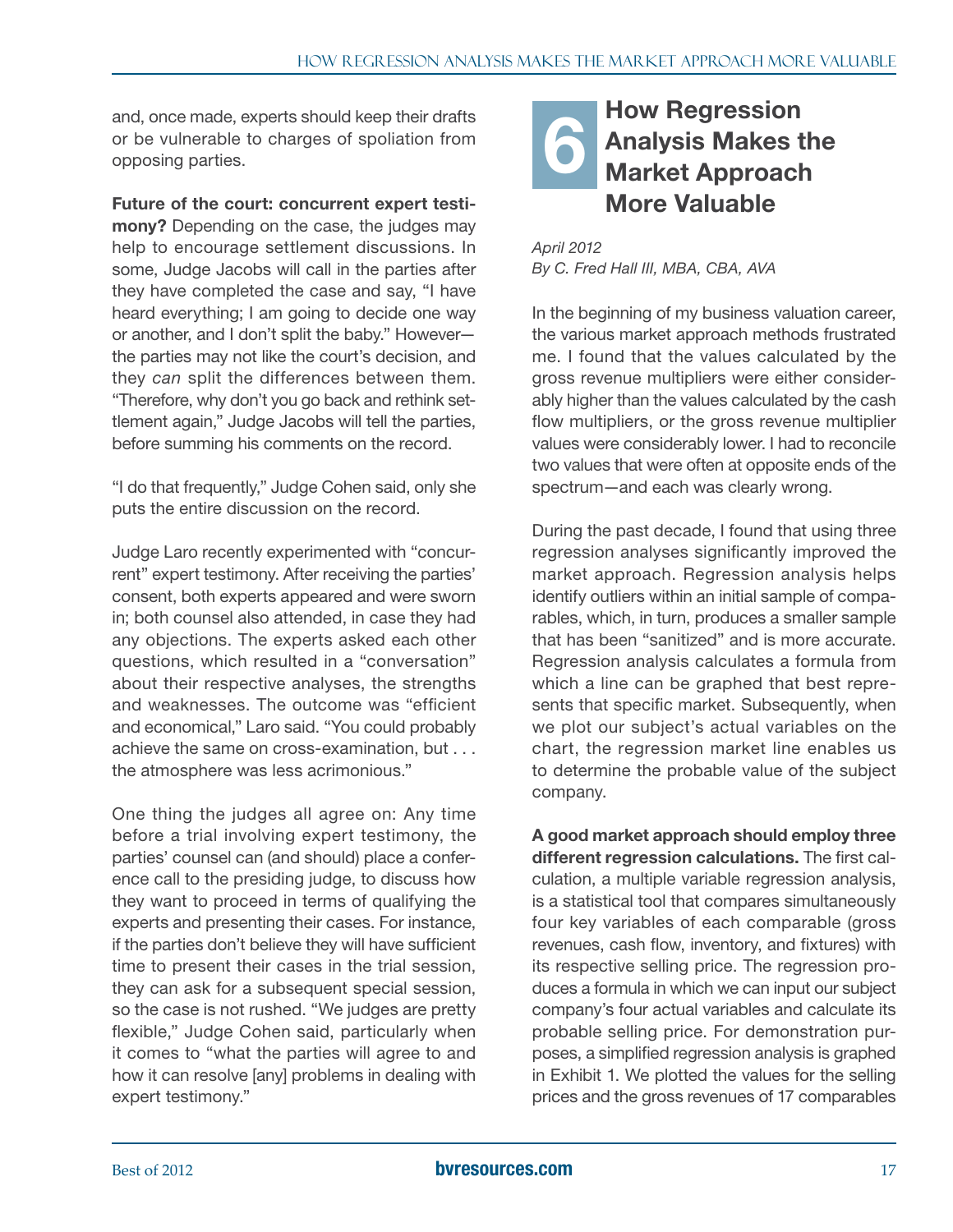and, once made, experts should keep their drafts or be vulnerable to charges of spoliation from opposing parties.

**Future of the court: concurrent expert testimony?** Depending on the case, the judges may help to encourage settlement discussions. In some, Judge Jacobs will call in the parties after they have completed the case and say, "I have heard everything; I am going to decide one way or another, and I don't split the baby." However—the parties may not like the court's decision, and they *can* split the differences between them. "Therefore, why don't you go back and rethink settlement again," Judge Jacobs will tell the parties, before summing his comments on the record.

"I do that frequently," Judge Cohen said, only she puts the entire discussion on the record.

Judge Laro recently experimented with "concurrent" expert testimony. After receiving the parties' consent, both experts appeared and were sworn in; both counsel also attended, in case they had any objections. The experts asked each other questions, which resulted in a "conversation" about their respective analyses, the strengths and weaknesses. The outcome was "efficient and economical," Laro said. "You could probably achieve the same on cross-examination, but . . . the atmosphere was less acrimonious."

One thing the judges all agree on: Any time before a trial involving expert testimony, the parties' counsel can (and should) place a conference call to the presiding judge, to discuss how they want to proceed in terms of qualifying the experts and presenting their cases. For instance, if the parties don't believe they will have sufficient time to present their cases in the trial session, they can ask for a subsequent special session, so the case is not rushed. "We judges are pretty flexible," Judge Cohen said, particularly when it comes to "what the parties will agree to and how it can resolve [any] problems in dealing with expert testimony."

# 6 How Regression Analysis Makes the Market Approach More Valuable

*April 2012*
*By C. Fred Hall III, MBA, CBA, AVA*

In the beginning of my business valuation career, the various market approach methods frustrated me. I found that the values calculated by the gross revenue multipliers were either considerably higher than the values calculated by the cash flow multipliers, or the gross revenue multiplier values were considerably lower. I had to reconcile two values that were often at opposite ends of the spectrum—and each was clearly wrong.

During the past decade, I found that using three regression analyses significantly improved the market approach. Regression analysis helps identify outliers within an initial sample of comparables, which, in turn, produces a smaller sample that has been "sanitized" and is more accurate. Regression analysis calculates a formula from which a line can be graphed that best represents that specific market. Subsequently, when we plot our subject's actual variables on the chart, the regression market line enables us to determine the probable value of the subject company.

**A good market approach should employ three different regression calculations.** The first calculation, a multiple variable regression analysis, is a statistical tool that compares simultaneously four key variables of each comparable (gross revenues, cash flow, inventory, and fixtures) with its respective selling price. The regression produces a formula in which we can input our subject company's four actual variables and calculate its probable selling price. For demonstration purposes, a simplified regression analysis is graphed in Exhibit 1. We plotted the values for the selling prices and the gross revenues of 17 comparables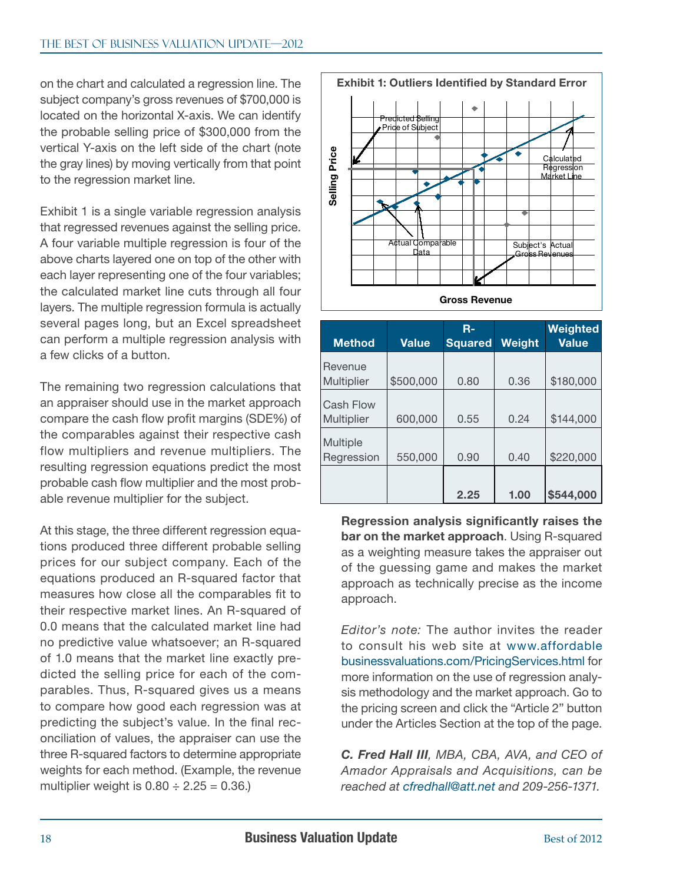on the chart and calculated a regression line. The subject company's gross revenues of $700,000 is located on the horizontal X-axis. We can identify the probable selling price of $300,000 from the vertical Y-axis on the left side of the chart (note the gray lines) by moving vertically from that point to the regression market line.

Exhibit 1 is a single variable regression analysis that regressed revenues against the selling price. A four variable multiple regression is four of the above charts layered one on top of the other with each layer representing one of the four variables; the calculated market line cuts through all four layers. The multiple regression formula is actually several pages long, but an Excel spreadsheet can perform a multiple regression analysis with a few clicks of a button.

The remaining two regression calculations that an appraiser should use in the market approach compare the cash flow profit margins (SDE%) of the comparables against their respective cash flow multipliers and revenue multipliers. The resulting regression equations predict the most probable cash flow multiplier and the most probable revenue multiplier for the subject.

At this stage, the three different regression equations produced three different probable selling prices for our subject company. Each of the equations produced an R-squared factor that measures how close all the comparables fit to their respective market lines. An R-squared of 0.0 means that the calculated market line had no predictive value whatsoever; an R-squared of 1.0 means that the market line exactly predicted the selling price for each of the comparables. Thus, R-squared gives us a means to compare how good each regression was at predicting the subject's value. In the final reconciliation of values, the appraiser can use the three R-squared factors to determine appropriate weights for each method. (Example, the revenue multiplier weight is 0.80 ÷ 2.25 = 0.36.)

**Exhibit 1: Outliers Identified by Standard Error**

| Method | Value | R-Squared | Weight | Weighted Value |
|---|---|---|---|---|
| Revenue Multiplier | $500,000 | 0.80 | 0.36 | $180,000 |
| Cash Flow Multiplier | 600,000 | 0.55 | 0.24 | $144,000 |
| Multiple Regression | 550,000 | 0.90 | 0.40 | $220,000 |
| | | **2.25** | **1.00** | **$544,000** |

**Regression analysis significantly raises the bar on the market approach**. Using R-squared as a weighting measure takes the appraiser out of the guessing game and makes the market approach as technically precise as the income approach.

*Editor's note:* The author invites the reader to consult his web site at www.affordablebusinessvaluations.com/PricingServices.html for more information on the use of regression analysis methodology and the market approach. Go to the pricing screen and click the "Article 2" button under the Articles Section at the top of the page.

***C. Fred Hall III**, MBA, CBA, AVA, and CEO of Amador Appraisals and Acquisitions, can be reached at cfredhall@att.net and 209-256-1371.*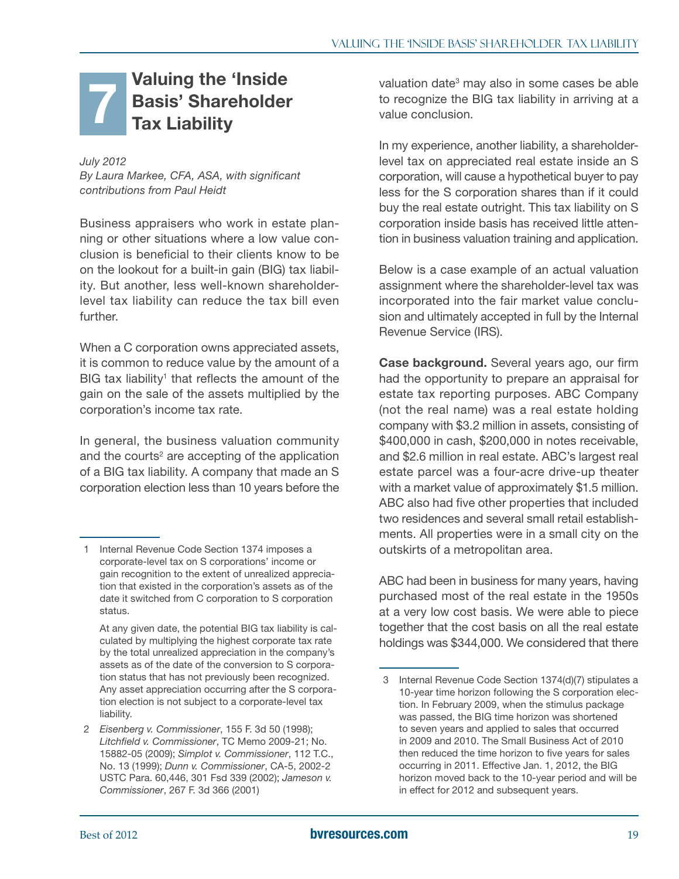# 7 Valuing the 'Inside Basis' Shareholder Tax Liability

*July 2012*
*By Laura Markee, CFA, ASA, with significant contributions from Paul Heidt*

Business appraisers who work in estate planning or other situations where a low value conclusion is beneficial to their clients know to be on the lookout for a built-in gain (BIG) tax liability. But another, less well-known shareholder-level tax liability can reduce the tax bill even further.

When a C corporation owns appreciated assets, it is common to reduce value by the amount of a BIG tax liability[1] that reflects the amount of the gain on the sale of the assets multiplied by the corporation's income tax rate.

In general, the business valuation community and the courts[2] are accepting of the application of a BIG tax liability. A company that made an S corporation election less than 10 years before the valuation date[3] may also in some cases be able to recognize the BIG tax liability in arriving at a value conclusion.

In my experience, another liability, a shareholder-level tax on appreciated real estate inside an S corporation, will cause a hypothetical buyer to pay less for the S corporation shares than if it could buy the real estate outright. This tax liability on S corporation inside basis has received little attention in business valuation training and application.

Below is a case example of an actual valuation assignment where the shareholder-level tax was incorporated into the fair market value conclusion and ultimately accepted in full by the Internal Revenue Service (IRS).

**Case background.** Several years ago, our firm had the opportunity to prepare an appraisal for estate tax reporting purposes. ABC Company (not the real name) was a real estate holding company with $3.2 million in assets, consisting of $400,000 in cash, $200,000 in notes receivable, and $2.6 million in real estate. ABC's largest real estate parcel was a four-acre drive-up theater with a market value of approximately $1.5 million. ABC also had five other properties that included two residences and several small retail establishments. All properties were in a small city on the outskirts of a metropolitan area.

ABC had been in business for many years, having purchased most of the real estate in the 1950s at a very low cost basis. We were able to piece together that the cost basis on all the real estate holdings was $344,000. We considered that there

---

1 Internal Revenue Code Section 1374 imposes a corporate-level tax on S corporations' income or gain recognition to the extent of unrealized appreciation that existed in the corporation's assets as of the date it switched from C corporation to S corporation status.

At any given date, the potential BIG tax liability is calculated by multiplying the highest corporate tax rate by the total unrealized appreciation in the company's assets as of the date of the conversion to S corporation status that has not previously been recognized. Any asset appreciation occurring after the S corporation election is not subject to a corporate-level tax liability.

2 *Eisenberg v. Commissioner*, 155 F. 3d 50 (1998); *Litchfield v. Commissioner*, TC Memo 2009-21; No. 15882-05 (2009); *Simplot v. Commissioner*, 112 T.C., No. 13 (1999); *Dunn v. Commissioner*, CA-5, 2002-2 USTC Para. 60,446, 301 Fsd 339 (2002); *Jameson v. Commissioner*, 267 F. 3d 366 (2001)

3 Internal Revenue Code Section 1374(d)(7) stipulates a 10-year time horizon following the S corporation election. In February 2009, when the stimulus package was passed, the BIG time horizon was shortened to seven years and applied to sales that occurred in 2009 and 2010. The Small Business Act of 2010 then reduced the time horizon to five years for sales occurring in 2011. Effective Jan. 1, 2012, the BIG horizon moved back to the 10-year period and will be in effect for 2012 and subsequent years.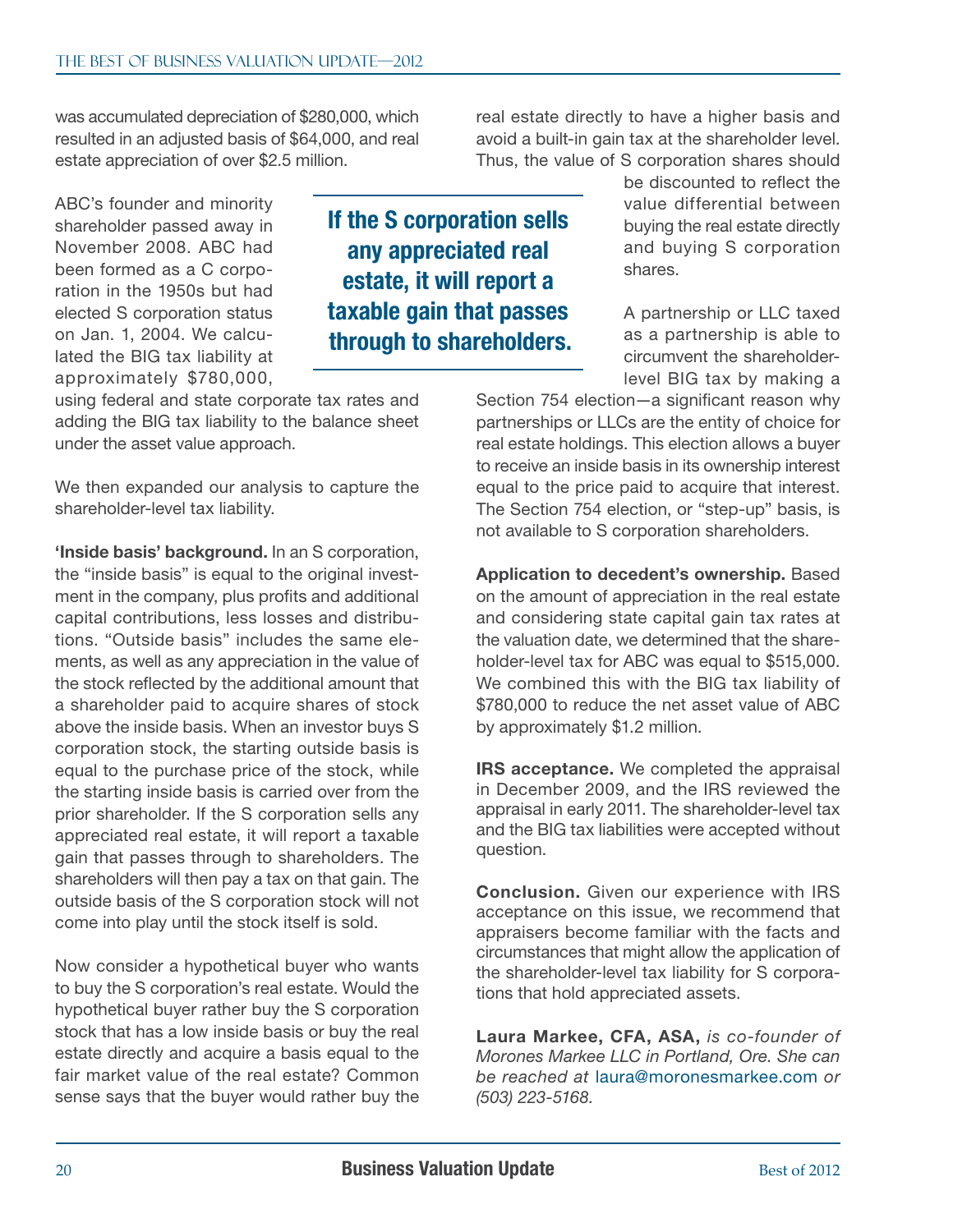was accumulated depreciation of $280,000, which resulted in an adjusted basis of $64,000, and real estate appreciation of over $2.5 million.

ABC's founder and minority shareholder passed away in November 2008. ABC had been formed as a C corporation in the 1950s but had elected S corporation status on Jan. 1, 2004. We calculated the BIG tax liability at approximately $780,000, using federal and state corporate tax rates and adding the BIG tax liability to the balance sheet under the asset value approach.

> **If the S corporation sells any appreciated real estate, it will report a taxable gain that passes through to shareholders.**

We then expanded our analysis to capture the shareholder-level tax liability.

**'Inside basis' background.** In an S corporation, the "inside basis" is equal to the original investment in the company, plus profits and additional capital contributions, less losses and distributions. "Outside basis" includes the same elements, as well as any appreciation in the value of the stock reflected by the additional amount that a shareholder paid to acquire shares of stock above the inside basis. When an investor buys S corporation stock, the starting outside basis is equal to the purchase price of the stock, while the starting inside basis is carried over from the prior shareholder. If the S corporation sells any appreciated real estate, it will report a taxable gain that passes through to shareholders. The shareholders will then pay a tax on that gain. The outside basis of the S corporation stock will not come into play until the stock itself is sold.

Now consider a hypothetical buyer who wants to buy the S corporation's real estate. Would the hypothetical buyer rather buy the S corporation stock that has a low inside basis or buy the real estate directly and acquire a basis equal to the fair market value of the real estate? Common sense says that the buyer would rather buy the real estate directly to have a higher basis and avoid a built-in gain tax at the shareholder level. Thus, the value of S corporation shares should be discounted to reflect the value differential between buying the real estate directly and buying S corporation shares.

A partnership or LLC taxed as a partnership is able to circumvent the shareholder-level BIG tax by making a Section 754 election—a significant reason why partnerships or LLCs are the entity of choice for real estate holdings. This election allows a buyer to receive an inside basis in its ownership interest equal to the price paid to acquire that interest. The Section 754 election, or "step-up" basis, is not available to S corporation shareholders.

**Application to decedent's ownership.** Based on the amount of appreciation in the real estate and considering state capital gain tax rates at the valuation date, we determined that the shareholder-level tax for ABC was equal to $515,000. We combined this with the BIG tax liability of $780,000 to reduce the net asset value of ABC by approximately $1.2 million.

**IRS acceptance.** We completed the appraisal in December 2009, and the IRS reviewed the appraisal in early 2011. The shareholder-level tax and the BIG tax liabilities were accepted without question.

**Conclusion.** Given our experience with IRS acceptance on this issue, we recommend that appraisers become familiar with the facts and circumstances that might allow the application of the shareholder-level tax liability for S corporations that hold appreciated assets.

**Laura Markee, CFA, ASA,** *is co-founder of Morones Markee LLC in Portland, Ore. She can be reached at* laura@moronesmarkee.com *or (503) 223-5168.*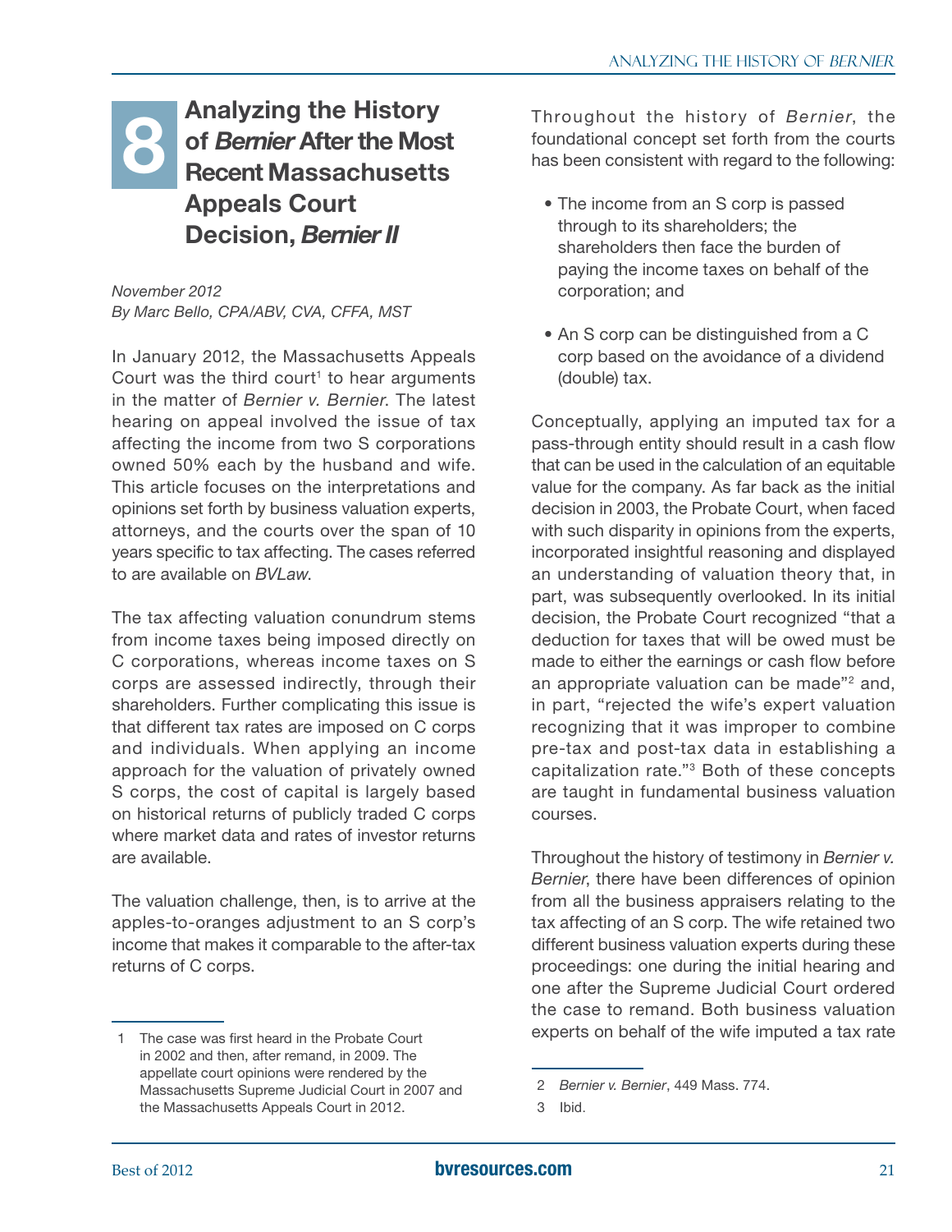# 8 Analyzing the History of *Bernier* After the Most Recent Massachusetts Appeals Court Decision, *Bernier II*

*November 2012*
*By Marc Bello, CPA/ABV, CVA, CFFA, MST*

In January 2012, the Massachusetts Appeals Court was the third court[1] to hear arguments in the matter of *Bernier v. Bernier*. The latest hearing on appeal involved the issue of tax affecting the income from two S corporations owned 50% each by the husband and wife. This article focuses on the interpretations and opinions set forth by business valuation experts, attorneys, and the courts over the span of 10 years specific to tax affecting. The cases referred to are available on *BVLaw*.

The tax affecting valuation conundrum stems from income taxes being imposed directly on C corporations, whereas income taxes on S corps are assessed indirectly, through their shareholders. Further complicating this issue is that different tax rates are imposed on C corps and individuals. When applying an income approach for the valuation of privately owned S corps, the cost of capital is largely based on historical returns of publicly traded C corps where market data and rates of investor returns are available.

The valuation challenge, then, is to arrive at the apples-to-oranges adjustment to an S corp's income that makes it comparable to the after-tax returns of C corps.

Throughout the history of *Bernier*, the foundational concept set forth from the courts has been consistent with regard to the following:

- The income from an S corp is passed through to its shareholders; the shareholders then face the burden of paying the income taxes on behalf of the corporation; and
- An S corp can be distinguished from a C corp based on the avoidance of a dividend (double) tax.

Conceptually, applying an imputed tax for a pass-through entity should result in a cash flow that can be used in the calculation of an equitable value for the company. As far back as the initial decision in 2003, the Probate Court, when faced with such disparity in opinions from the experts, incorporated insightful reasoning and displayed an understanding of valuation theory that, in part, was subsequently overlooked. In its initial decision, the Probate Court recognized "that a deduction for taxes that will be owed must be made to either the earnings or cash flow before an appropriate valuation can be made"[2] and, in part, "rejected the wife's expert valuation recognizing that it was improper to combine pre-tax and post-tax data in establishing a capitalization rate."[3] Both of these concepts are taught in fundamental business valuation courses.

Throughout the history of testimony in *Bernier v. Bernier*, there have been differences of opinion from all the business appraisers relating to the tax affecting of an S corp. The wife retained two different business valuation experts during these proceedings: one during the initial hearing and one after the Supreme Judicial Court ordered the case to remand. Both business valuation experts on behalf of the wife imputed a tax rate

---

1 The case was first heard in the Probate Court in 2002 and then, after remand, in 2009. The appellate court opinions were rendered by the Massachusetts Supreme Judicial Court in 2007 and the Massachusetts Appeals Court in 2012.

2 *Bernier v. Bernier*, 449 Mass. 774.

3 Ibid.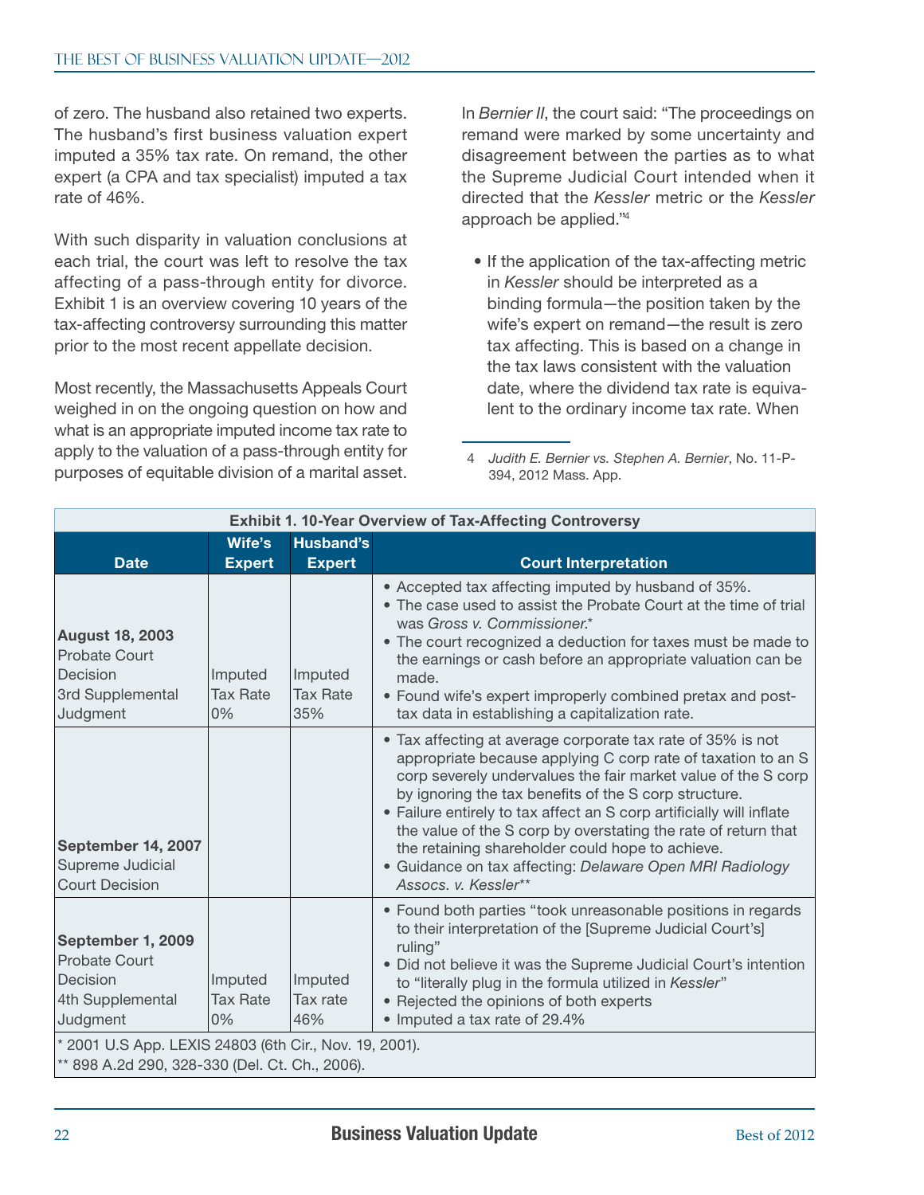of zero. The husband also retained two experts. The husband's first business valuation expert imputed a 35% tax rate. On remand, the other expert (a CPA and tax specialist) imputed a tax rate of 46%.

With such disparity in valuation conclusions at each trial, the court was left to resolve the tax affecting of a pass-through entity for divorce. Exhibit 1 is an overview covering 10 years of the tax-affecting controversy surrounding this matter prior to the most recent appellate decision.

Most recently, the Massachusetts Appeals Court weighed in on the ongoing question on how and what is an appropriate imputed income tax rate to apply to the valuation of a pass-through entity for purposes of equitable division of a marital asset.

In *Bernier II*, the court said: "The proceedings on remand were marked by some uncertainty and disagreement between the parties as to what the Supreme Judicial Court intended when it directed that the *Kessler* metric or the *Kessler* approach be applied."[4]

- If the application of the tax-affecting metric in *Kessler* should be interpreted as a binding formula—the position taken by the wife's expert on remand—the result is zero tax affecting. This is based on a change in the tax laws consistent with the valuation date, where the dividend tax rate is equivalent to the ordinary income tax rate. When

4 *Judith E. Bernier vs. Stephen A. Bernier*, No. 11-P-394, 2012 Mass. App.

**Exhibit 1. 10-Year Overview of Tax-Affecting Controversy**

| Date | Wife's Expert | Husband's Expert | Court Interpretation |
|---|---|---|---|
| **August 18, 2003** Probate Court Decision 3rd Supplemental Judgment | Imputed Tax Rate 0% | Imputed Tax Rate 35% | • Accepted tax affecting imputed by husband of 35%. • The case used to assist the Probate Court at the time of trial was *Gross v. Commissioner*.* • The court recognized a deduction for taxes must be made to the earnings or cash before an appropriate valuation can be made. • Found wife's expert improperly combined pretax and post-tax data in establishing a capitalization rate. |
| **September 14, 2007** Supreme Judicial Court Decision | | | • Tax affecting at average corporate tax rate of 35% is not appropriate because applying C corp rate of taxation to an S corp severely undervalues the fair market value of the S corp by ignoring the tax benefits of the S corp structure. • Failure entirely to tax affect an S corp artificially will inflate the value of the S corp by overstating the rate of return that the retaining shareholder could hope to achieve. • Guidance on tax affecting: *Delaware Open MRI Radiology Assocs. v. Kessler*** |
| **September 1, 2009** Probate Court Decision 4th Supplemental Judgment | Imputed Tax Rate 0% | Imputed Tax rate 46% | • Found both parties "took unreasonable positions in regards to their interpretation of the [Supreme Judicial Court's] ruling" • Did not believe it was the Supreme Judicial Court's intention to "literally plug in the formula utilized in *Kessler*" • Rejected the opinions of both experts • Imputed a tax rate of 29.4% |

\* 2001 U.S App. LEXIS 24803 (6th Cir., Nov. 19, 2001).
** 898 A.2d 290, 328-330 (Del. Ct. Ch., 2006).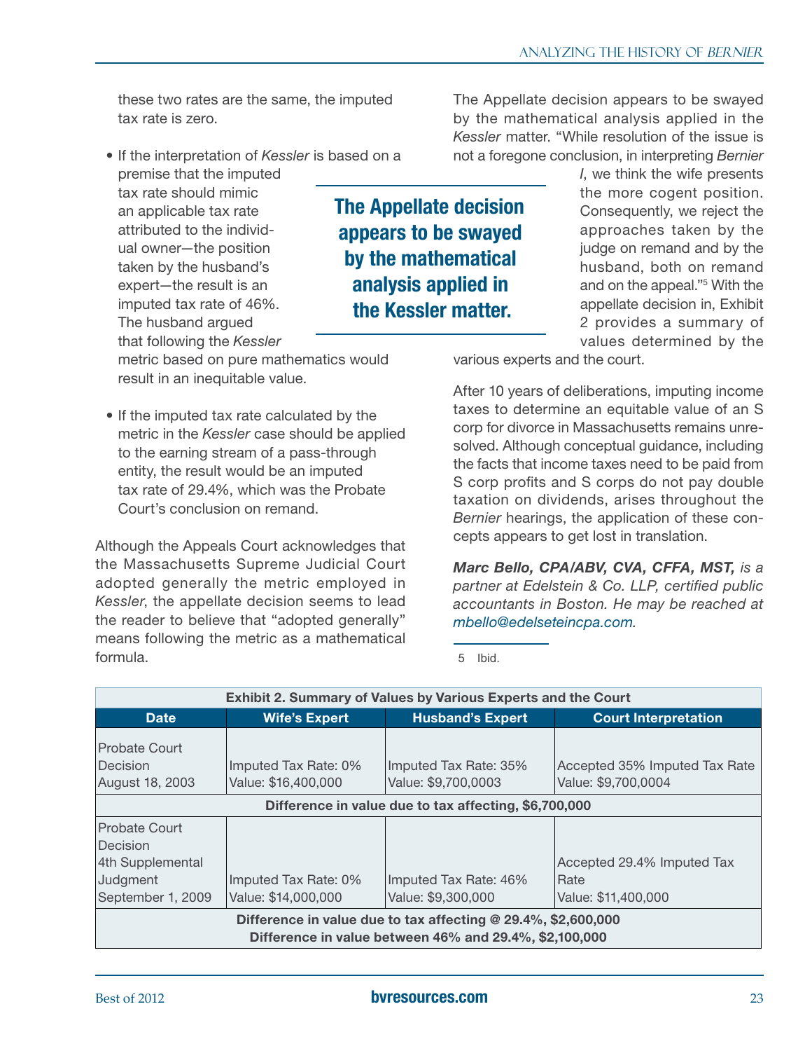these two rates are the same, the imputed tax rate is zero.

- If the interpretation of *Kessler* is based on a premise that the imputed tax rate should mimic an applicable tax rate attributed to the individual owner—the position taken by the husband's expert—the result is an imputed tax rate of 46%. The husband argued that following the *Kessler* metric based on pure mathematics would result in an inequitable value.

- If the imputed tax rate calculated by the metric in the *Kessler* case should be applied to the earning stream of a pass-through entity, the result would be an imputed tax rate of 29.4%, which was the Probate Court's conclusion on remand.

Although the Appeals Court acknowledges that the Massachusetts Supreme Judicial Court adopted generally the metric employed in *Kessler*, the appellate decision seems to lead the reader to believe that "adopted generally" means following the metric as a mathematical formula.

**The Appellate decision appears to be swayed by the mathematical analysis applied in the Kessler matter.**

The Appellate decision appears to be swayed by the mathematical analysis applied in the *Kessler* matter. "While resolution of the issue is not a foregone conclusion, in interpreting *Bernier I*, we think the wife presents the more cogent position. Consequently, we reject the approaches taken by the judge on remand and by the husband, both on remand and on the appeal."[5] With the appellate decision in, Exhibit 2 provides a summary of values determined by the various experts and the court.

After 10 years of deliberations, imputing income taxes to determine an equitable value of an S corp for divorce in Massachusetts remains unresolved. Although conceptual guidance, including the facts that income taxes need to be paid from S corp profits and S corps do not pay double taxation on dividends, arises throughout the *Bernier* hearings, the application of these concepts appears to get lost in translation.

***Marc Bello, CPA/ABV, CVA, CFFA, MST,*** *is a partner at Edelstein & Co. LLP, certified public accountants in Boston. He may be reached at mbello@edelseteincpa.com.*

5 Ibid.

**Exhibit 2. Summary of Values by Various Experts and the Court**

| Date | Wife's Expert | Husband's Expert | Court Interpretation |
|---|---|---|---|
| Probate Court Decision August 18, 2003 | Imputed Tax Rate: 0% Value: $16,400,000 | Imputed Tax Rate: 35% Value: $9,700,0003 | Accepted 35% Imputed Tax Rate Value: $9,700,0004 |
| **Difference in value due to tax affecting, $6,700,000** | | | |
| Probate Court Decision 4th Supplemental Judgment September 1, 2009 | Imputed Tax Rate: 0% Value: $14,000,000 | Imputed Tax Rate: 46% Value: $9,300,000 | Accepted 29.4% Imputed Tax Rate Value: $11,400,000 |
| **Difference in value due to tax affecting @ 29.4%, $2,600,000** **Difference in value between 46% and 29.4%, $2,100,000** | | | |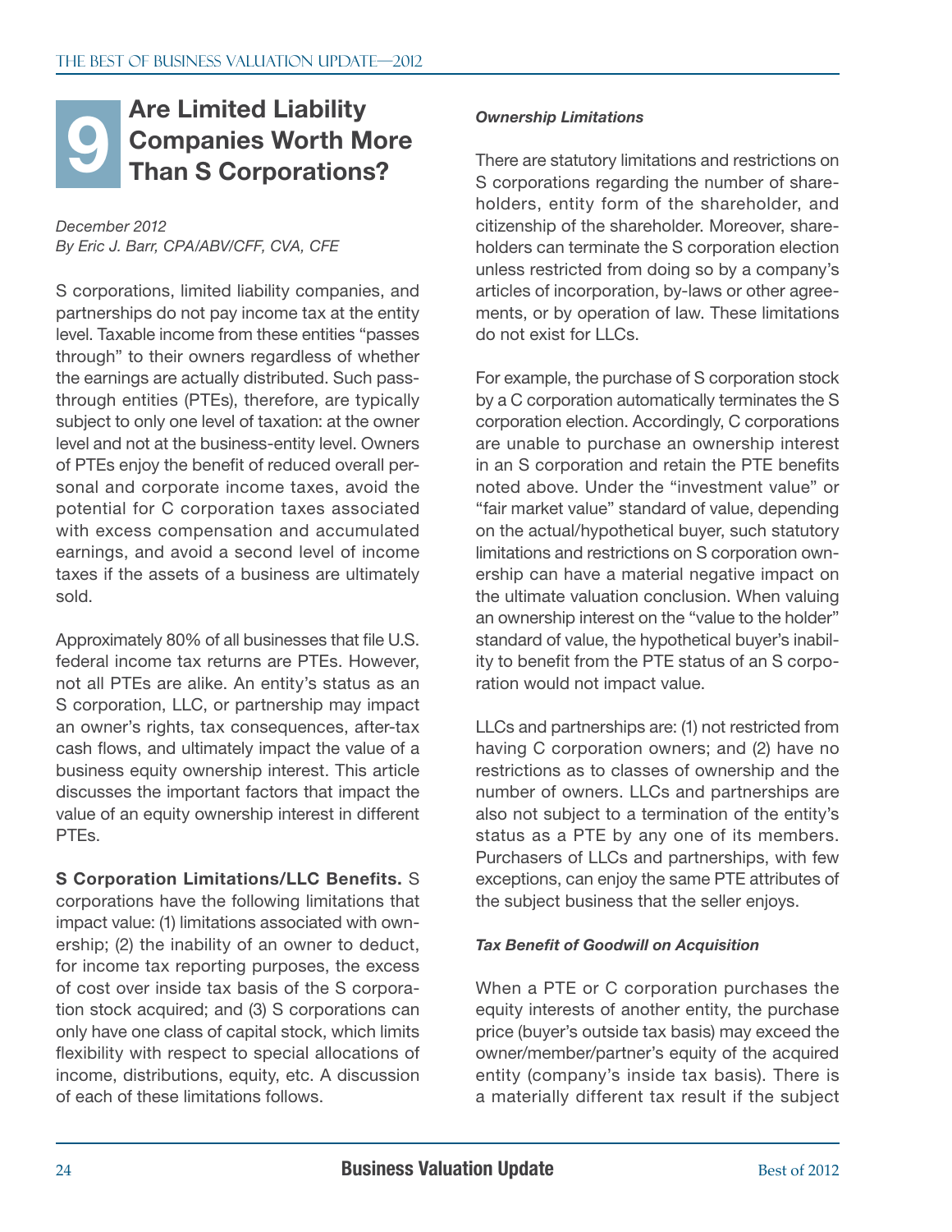# 9 Are Limited Liability Companies Worth More Than S Corporations?

*December 2012*
*By Eric J. Barr, CPA/ABV/CFF, CVA, CFE*

S corporations, limited liability companies, and partnerships do not pay income tax at the entity level. Taxable income from these entities "passes through" to their owners regardless of whether the earnings are actually distributed. Such pass-through entities (PTEs), therefore, are typically subject to only one level of taxation: at the owner level and not at the business-entity level. Owners of PTEs enjoy the benefit of reduced overall personal and corporate income taxes, avoid the potential for C corporation taxes associated with excess compensation and accumulated earnings, and avoid a second level of income taxes if the assets of a business are ultimately sold.

Approximately 80% of all businesses that file U.S. federal income tax returns are PTEs. However, not all PTEs are alike. An entity's status as an S corporation, LLC, or partnership may impact an owner's rights, tax consequences, after-tax cash flows, and ultimately impact the value of a business equity ownership interest. This article discusses the important factors that impact the value of an equity ownership interest in different PTEs.

**S Corporation Limitations/LLC Benefits.** S corporations have the following limitations that impact value: (1) limitations associated with ownership; (2) the inability of an owner to deduct, for income tax reporting purposes, the excess of cost over inside tax basis of the S corporation stock acquired; and (3) S corporations can only have one class of capital stock, which limits flexibility with respect to special allocations of income, distributions, equity, etc. A discussion of each of these limitations follows.

***Ownership Limitations***

There are statutory limitations and restrictions on S corporations regarding the number of shareholders, entity form of the shareholder, and citizenship of the shareholder. Moreover, shareholders can terminate the S corporation election unless restricted from doing so by a company's articles of incorporation, by-laws or other agreements, or by operation of law. These limitations do not exist for LLCs.

For example, the purchase of S corporation stock by a C corporation automatically terminates the S corporation election. Accordingly, C corporations are unable to purchase an ownership interest in an S corporation and retain the PTE benefits noted above. Under the "investment value" or "fair market value" standard of value, depending on the actual/hypothetical buyer, such statutory limitations and restrictions on S corporation ownership can have a material negative impact on the ultimate valuation conclusion. When valuing an ownership interest on the "value to the holder" standard of value, the hypothetical buyer's inability to benefit from the PTE status of an S corporation would not impact value.

LLCs and partnerships are: (1) not restricted from having C corporation owners; and (2) have no restrictions as to classes of ownership and the number of owners. LLCs and partnerships are also not subject to a termination of the entity's status as a PTE by any one of its members. Purchasers of LLCs and partnerships, with few exceptions, can enjoy the same PTE attributes of the subject business that the seller enjoys.

***Tax Benefit of Goodwill on Acquisition***

When a PTE or C corporation purchases the equity interests of another entity, the purchase price (buyer's outside tax basis) may exceed the owner/member/partner's equity of the acquired entity (company's inside tax basis). There is a materially different tax result if the subject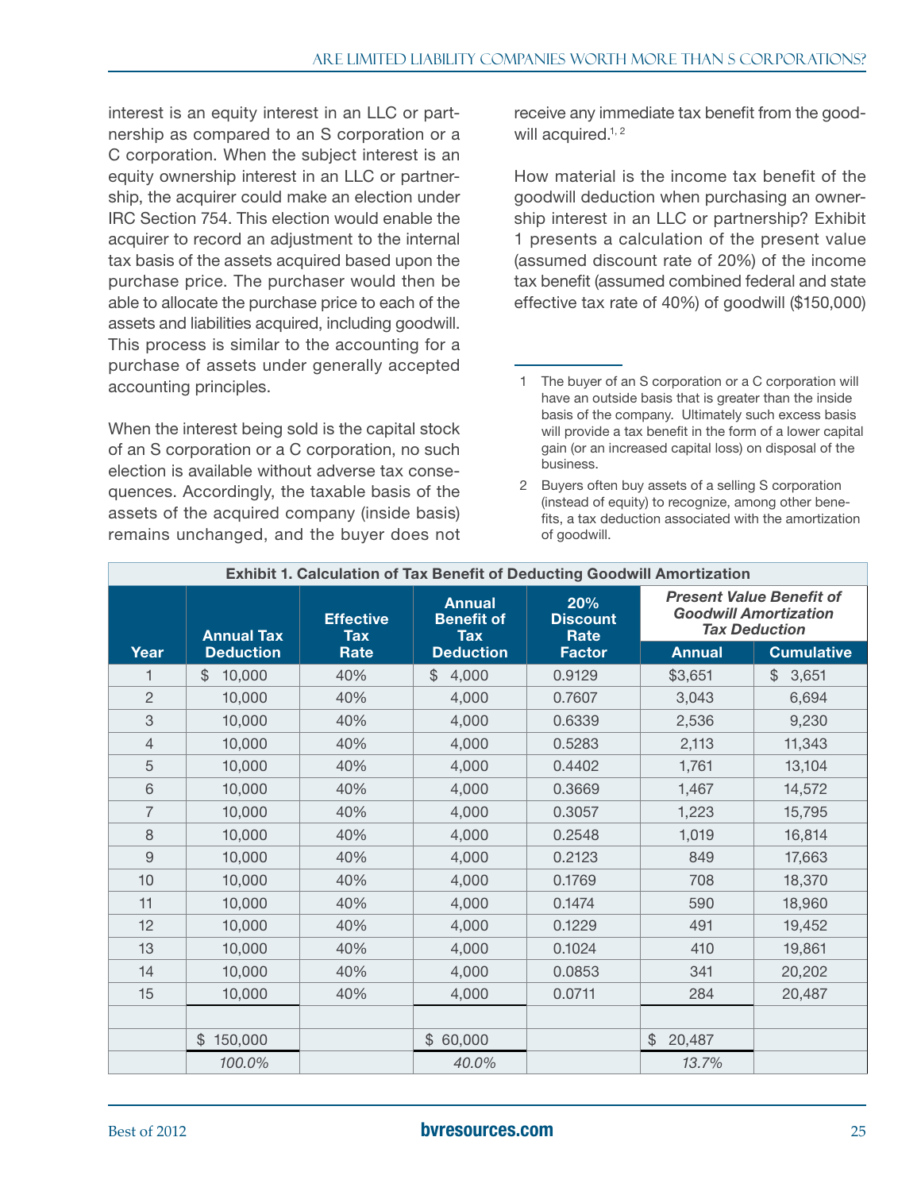interest is an equity interest in an LLC or partnership as compared to an S corporation or a C corporation. When the subject interest is an equity ownership interest in an LLC or partnership, the acquirer could make an election under IRC Section 754. This election would enable the acquirer to record an adjustment to the internal tax basis of the assets acquired based upon the purchase price. The purchaser would then be able to allocate the purchase price to each of the assets and liabilities acquired, including goodwill. This process is similar to the accounting for a purchase of assets under generally accepted accounting principles.

When the interest being sold is the capital stock of an S corporation or a C corporation, no such election is available without adverse tax consequences. Accordingly, the taxable basis of the assets of the acquired company (inside basis) remains unchanged, and the buyer does not receive any immediate tax benefit from the goodwill acquired.[1, 2]

How material is the income tax benefit of the goodwill deduction when purchasing an ownership interest in an LLC or partnership? Exhibit 1 presents a calculation of the present value (assumed discount rate of 20%) of the income tax benefit (assumed combined federal and state effective tax rate of 40%) of goodwill ($150,000)

1 The buyer of an S corporation or a C corporation will have an outside basis that is greater than the inside basis of the company. Ultimately such excess basis will provide a tax benefit in the form of a lower capital gain (or an increased capital loss) on disposal of the business.

2 Buyers often buy assets of a selling S corporation (instead of equity) to recognize, among other benefits, a tax deduction associated with the amortization of goodwill.

**Exhibit 1. Calculation of Tax Benefit of Deducting Goodwill Amortization**

| Year | Annual Tax Deduction | Effective Tax Rate | Annual Benefit of Tax Deduction | 20% Discount Rate Factor | *Present Value Benefit of Goodwill Amortization Tax Deduction* | |
|---|---|---|---|---|---|---|
| | | | | | Annual | Cumulative |
| 1 | $ 10,000 | 40% | $ 4,000 | 0.9129 | $3,651 | $ 3,651 |
| 2 | 10,000 | 40% | 4,000 | 0.7607 | 3,043 | 6,694 |
| 3 | 10,000 | 40% | 4,000 | 0.6339 | 2,536 | 9,230 |
| 4 | 10,000 | 40% | 4,000 | 0.5283 | 2,113 | 11,343 |
| 5 | 10,000 | 40% | 4,000 | 0.4402 | 1,761 | 13,104 |
| 6 | 10,000 | 40% | 4,000 | 0.3669 | 1,467 | 14,572 |
| 7 | 10,000 | 40% | 4,000 | 0.3057 | 1,223 | 15,795 |
| 8 | 10,000 | 40% | 4,000 | 0.2548 | 1,019 | 16,814 |
| 9 | 10,000 | 40% | 4,000 | 0.2123 | 849 | 17,663 |
| 10 | 10,000 | 40% | 4,000 | 0.1769 | 708 | 18,370 |
| 11 | 10,000 | 40% | 4,000 | 0.1474 | 590 | 18,960 |
| 12 | 10,000 | 40% | 4,000 | 0.1229 | 491 | 19,452 |
| 13 | 10,000 | 40% | 4,000 | 0.1024 | 410 | 19,861 |
| 14 | 10,000 | 40% | 4,000 | 0.0853 | 341 | 20,202 |
| 15 | 10,000 | 40% | 4,000 | 0.0711 | 284 | 20,487 |
| | | | | | | |
| | $ 150,000 | | $ 60,000 | | $ 20,487 | |
| | *100.0%* | | *40.0%* | | *13.7%* | |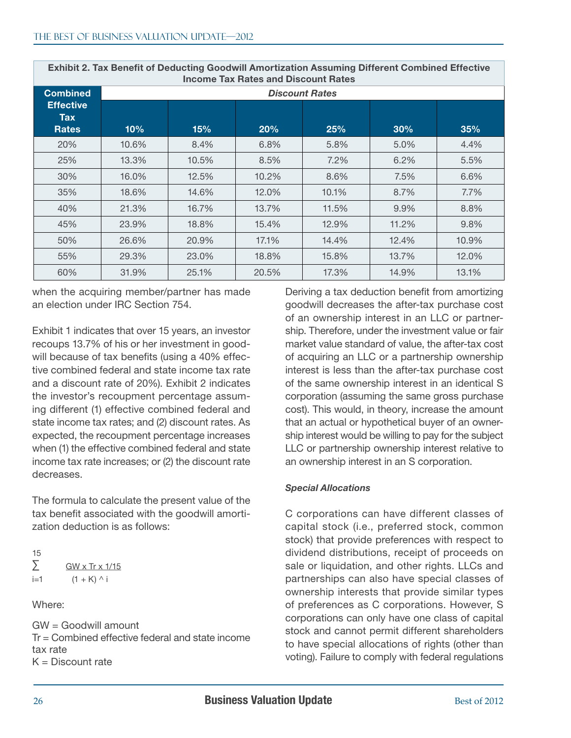**Exhibit 2. Tax Benefit of Deducting Goodwill Amortization Assuming Different Combined Effective Income Tax Rates and Discount Rates**

| Combined Effective Tax Rates | *Discount Rates* | | | | | |
|---|---|---|---|---|---|---|
| | 10% | 15% | 20% | 25% | 30% | 35% |
| 20% | 10.6% | 8.4% | 6.8% | 5.8% | 5.0% | 4.4% |
| 25% | 13.3% | 10.5% | 8.5% | 7.2% | 6.2% | 5.5% |
| 30% | 16.0% | 12.5% | 10.2% | 8.6% | 7.5% | 6.6% |
| 35% | 18.6% | 14.6% | 12.0% | 10.1% | 8.7% | 7.7% |
| 40% | 21.3% | 16.7% | 13.7% | 11.5% | 9.9% | 8.8% |
| 45% | 23.9% | 18.8% | 15.4% | 12.9% | 11.2% | 9.8% |
| 50% | 26.6% | 20.9% | 17.1% | 14.4% | 12.4% | 10.9% |
| 55% | 29.3% | 23.0% | 18.8% | 15.8% | 13.7% | 12.0% |
| 60% | 31.9% | 25.1% | 20.5% | 17.3% | 14.9% | 13.1% |

when the acquiring member/partner has made an election under IRC Section 754.

Exhibit 1 indicates that over 15 years, an investor recoups 13.7% of his or her investment in goodwill because of tax benefits (using a 40% effective combined federal and state income tax rate and a discount rate of 20%). Exhibit 2 indicates the investor's recoupment percentage assuming different (1) effective combined federal and state income tax rates; and (2) discount rates. As expected, the recoupment percentage increases when (1) the effective combined federal and state income tax rate increases; or (2) the discount rate decreases.

The formula to calculate the present value of the tax benefit associated with the goodwill amortization deduction is as follows:

$$\sum_{i=1}^{15} \frac{GW \times Tr \times 1/15}{(1 + K)^{i}}$$

Where:

GW = Goodwill amount
Tr = Combined effective federal and state income tax rate
K = Discount rate

Deriving a tax deduction benefit from amortizing goodwill decreases the after-tax purchase cost of an ownership interest in an LLC or partnership. Therefore, under the investment value or fair market value standard of value, the after-tax cost of acquiring an LLC or a partnership ownership interest is less than the after-tax purchase cost of the same ownership interest in an identical S corporation (assuming the same gross purchase cost). This would, in theory, increase the amount that an actual or hypothetical buyer of an ownership interest would be willing to pay for the subject LLC or partnership ownership interest relative to an ownership interest in an S corporation.

***Special Allocations***

C corporations can have different classes of capital stock (i.e., preferred stock, common stock) that provide preferences with respect to dividend distributions, receipt of proceeds on sale or liquidation, and other rights. LLCs and partnerships can also have special classes of ownership interests that provide similar types of preferences as C corporations. However, S corporations can only have one class of capital stock and cannot permit different shareholders to have special allocations of rights (other than voting). Failure to comply with federal regulations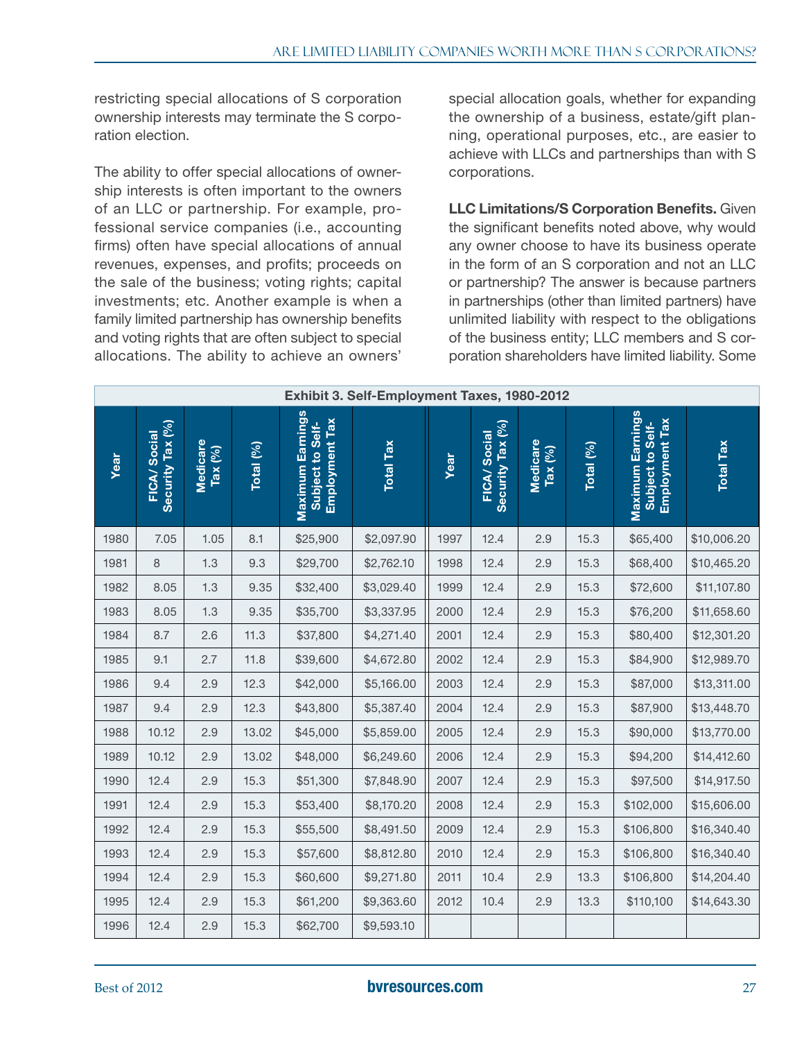restricting special allocations of S corporation ownership interests may terminate the S corporation election.

The ability to offer special allocations of ownership interests is often important to the owners of an LLC or partnership. For example, professional service companies (i.e., accounting firms) often have special allocations of annual revenues, expenses, and profits; proceeds on the sale of the business; voting rights; capital investments; etc. Another example is when a family limited partnership has ownership benefits and voting rights that are often subject to special allocations. The ability to achieve an owners' special allocation goals, whether for expanding the ownership of a business, estate/gift planning, operational purposes, etc., are easier to achieve with LLCs and partnerships than with S corporations.

**LLC Limitations/S Corporation Benefits.** Given the significant benefits noted above, why would any owner choose to have its business operate in the form of an S corporation and not an LLC or partnership? The answer is because partners in partnerships (other than limited partners) have unlimited liability with respect to the obligations of the business entity; LLC members and S corporation shareholders have limited liability. Some

**Exhibit 3. Self-Employment Taxes, 1980-2012**

| Year | FICA/ Social Security Tax (%) | Medicare Tax (%) | Total (%) | Maximum Earnings Subject to Self-Employment Tax | Total Tax | Year | FICA/ Social Security Tax (%) | Medicare Tax (%) | Total (%) | Maximum Earnings Subject to Self-Employment Tax | Total Tax |
|---|---|---|---|---|---|---|---|---|---|---|---|
| 1980 | 7.05 | 1.05 | 8.1 | $25,900 | $2,097.90 | 1997 | 12.4 | 2.9 | 15.3 | $65,400 | $10,006.20 |
| 1981 | 8 | 1.3 | 9.3 | $29,700 | $2,762.10 | 1998 | 12.4 | 2.9 | 15.3 | $68,400 | $10,465.20 |
| 1982 | 8.05 | 1.3 | 9.35 | $32,400 | $3,029.40 | 1999 | 12.4 | 2.9 | 15.3 | $72,600 | $11,107.80 |
| 1983 | 8.05 | 1.3 | 9.35 | $35,700 | $3,337.95 | 2000 | 12.4 | 2.9 | 15.3 | $76,200 | $11,658.60 |
| 1984 | 8.7 | 2.6 | 11.3 | $37,800 | $4,271.40 | 2001 | 12.4 | 2.9 | 15.3 | $80,400 | $12,301.20 |
| 1985 | 9.1 | 2.7 | 11.8 | $39,600 | $4,672.80 | 2002 | 12.4 | 2.9 | 15.3 | $84,900 | $12,989.70 |
| 1986 | 9.4 | 2.9 | 12.3 | $42,000 | $5,166.00 | 2003 | 12.4 | 2.9 | 15.3 | $87,000 | $13,311.00 |
| 1987 | 9.4 | 2.9 | 12.3 | $43,800 | $5,387.40 | 2004 | 12.4 | 2.9 | 15.3 | $87,900 | $13,448.70 |
| 1988 | 10.12 | 2.9 | 13.02 | $45,000 | $5,859.00 | 2005 | 12.4 | 2.9 | 15.3 | $90,000 | $13,770.00 |
| 1989 | 10.12 | 2.9 | 13.02 | $48,000 | $6,249.60 | 2006 | 12.4 | 2.9 | 15.3 | $94,200 | $14,412.60 |
| 1990 | 12.4 | 2.9 | 15.3 | $51,300 | $7,848.90 | 2007 | 12.4 | 2.9 | 15.3 | $97,500 | $14,917.50 |
| 1991 | 12.4 | 2.9 | 15.3 | $53,400 | $8,170.20 | 2008 | 12.4 | 2.9 | 15.3 | $102,000 | $15,606.00 |
| 1992 | 12.4 | 2.9 | 15.3 | $55,500 | $8,491.50 | 2009 | 12.4 | 2.9 | 15.3 | $106,800 | $16,340.40 |
| 1993 | 12.4 | 2.9 | 15.3 | $57,600 | $8,812.80 | 2010 | 12.4 | 2.9 | 15.3 | $106,800 | $16,340.40 |
| 1994 | 12.4 | 2.9 | 15.3 | $60,600 | $9,271.80 | 2011 | 10.4 | 2.9 | 13.3 | $106,800 | $14,204.40 |
| 1995 | 12.4 | 2.9 | 15.3 | $61,200 | $9,363.60 | 2012 | 10.4 | 2.9 | 13.3 | $110,100 | $14,643.30 |
| 1996 | 12.4 | 2.9 | 15.3 | $62,700 | $9,593.10 | | | | | | |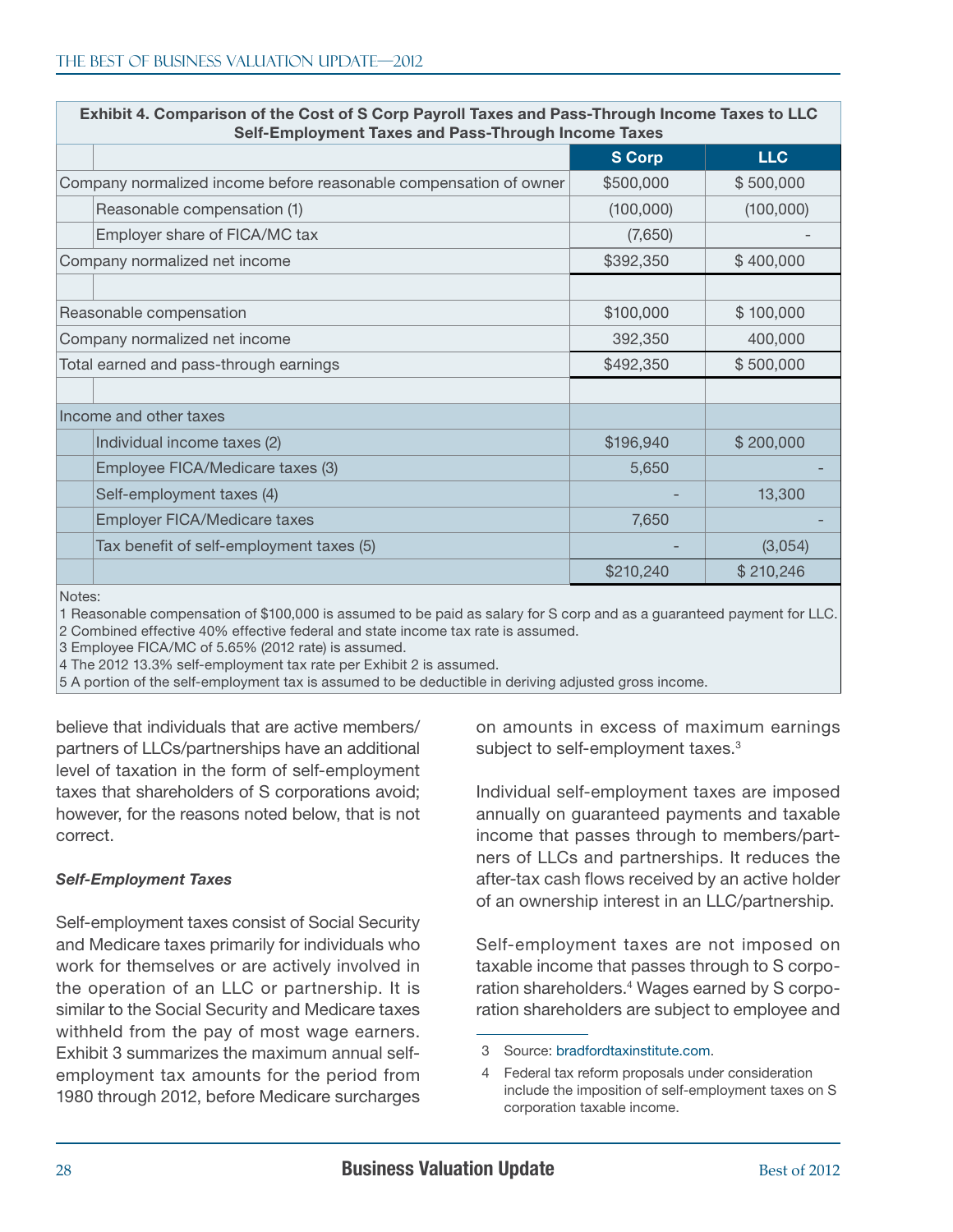**Exhibit 4. Comparison of the Cost of S Corp Payroll Taxes and Pass-Through Income Taxes to LLC Self-Employment Taxes and Pass-Through Income Taxes**

| | S Corp | LLC |
|---|---|---|
| Company normalized income before reasonable compensation of owner | $500,000 | $ 500,000 |
| Reasonable compensation (1) | (100,000) | (100,000) |
| Employer share of FICA/MC tax | (7,650) | - |
| Company normalized net income | $392,350 | $ 400,000 |
| | | |
| Reasonable compensation | $100,000 | $ 100,000 |
| Company normalized net income | 392,350 | 400,000 |
| Total earned and pass-through earnings | $492,350 | $ 500,000 |
| | | |
| Income and other taxes | | |
| Individual income taxes (2) | $196,940 | $ 200,000 |
| Employee FICA/Medicare taxes (3) | 5,650 | - |
| Self-employment taxes (4) | - | 13,300 |
| Employer FICA/Medicare taxes | 7,650 | - |
| Tax benefit of self-employment taxes (5) | - | (3,054) |
| | $210,240 | $ 210,246 |

Notes:
1 Reasonable compensation of $100,000 is assumed to be paid as salary for S corp and as a guaranteed payment for LLC.
2 Combined effective 40% effective federal and state income tax rate is assumed.
3 Employee FICA/MC of 5.65% (2012 rate) is assumed.
4 The 2012 13.3% self-employment tax rate per Exhibit 2 is assumed.
5 A portion of the self-employment tax is assumed to be deductible in deriving adjusted gross income.

believe that individuals that are active members/partners of LLCs/partnerships have an additional level of taxation in the form of self-employment taxes that shareholders of S corporations avoid; however, for the reasons noted below, that is not correct.

*Self-Employment Taxes*

Self-employment taxes consist of Social Security and Medicare taxes primarily for individuals who work for themselves or are actively involved in the operation of an LLC or partnership. It is similar to the Social Security and Medicare taxes withheld from the pay of most wage earners. Exhibit 3 summarizes the maximum annual self-employment tax amounts for the period from 1980 through 2012, before Medicare surcharges on amounts in excess of maximum earnings subject to self-employment taxes.[3]

Individual self-employment taxes are imposed annually on guaranteed payments and taxable income that passes through to members/partners of LLCs and partnerships. It reduces the after-tax cash flows received by an active holder of an ownership interest in an LLC/partnership.

Self-employment taxes are not imposed on taxable income that passes through to S corporation shareholders.[4] Wages earned by S corporation shareholders are subject to employee and

3 Source: bradfordtaxinstitute.com.

4 Federal tax reform proposals under consideration include the imposition of self-employment taxes on S corporation taxable income.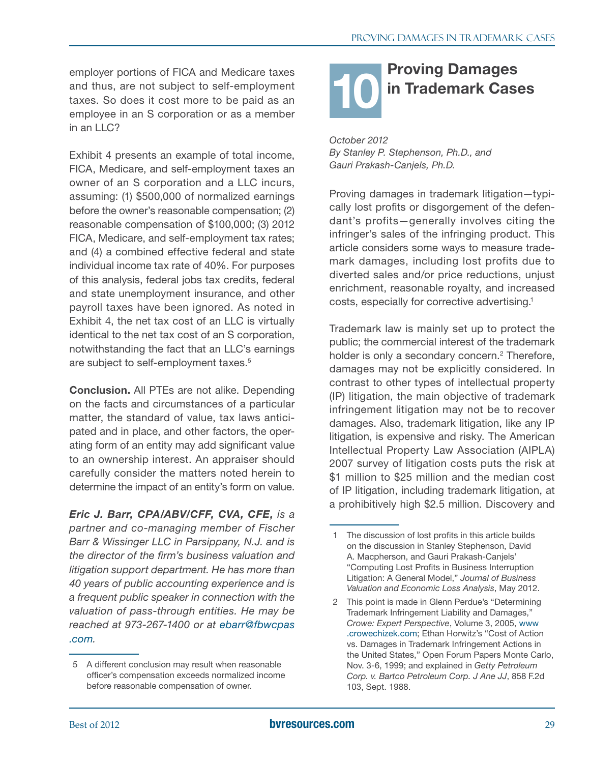employer portions of FICA and Medicare taxes and thus, are not subject to self-employment taxes. So does it cost more to be paid as an employee in an S corporation or as a member in an LLC?

Exhibit 4 presents an example of total income, FICA, Medicare, and self-employment taxes an owner of an S corporation and a LLC incurs, assuming: (1) $500,000 of normalized earnings before the owner's reasonable compensation; (2) reasonable compensation of $100,000; (3) 2012 FICA, Medicare, and self-employment tax rates; and (4) a combined effective federal and state individual income tax rate of 40%. For purposes of this analysis, federal jobs tax credits, federal and state unemployment insurance, and other payroll taxes have been ignored. As noted in Exhibit 4, the net tax cost of an LLC is virtually identical to the net tax cost of an S corporation, notwithstanding the fact that an LLC's earnings are subject to self-employment taxes.[5]

**Conclusion.** All PTEs are not alike. Depending on the facts and circumstances of a particular matter, the standard of value, tax laws anticipated and in place, and other factors, the operating form of an entity may add significant value to an ownership interest. An appraiser should carefully consider the matters noted herein to determine the impact of an entity's form on value.

***Eric J. Barr, CPA/ABV/CFF, CVA, CFE,*** *is a partner and co-managing member of Fischer Barr & Wissinger LLC in Parsippany, N.J. and is the director of the firm's business valuation and litigation support department. He has more than 40 years of public accounting experience and is a frequent public speaker in connection with the valuation of pass-through entities. He may be reached at 973-267-1400 or at ebarr@fbwcpas.com.*

5 A different conclusion may result when reasonable officer's compensation exceeds normalized income before reasonable compensation of owner.

# 10 Proving Damages in Trademark Cases

*October 2012*
*By Stanley P. Stephenson, Ph.D., and Gauri Prakash-Canjels, Ph.D.*

Proving damages in trademark litigation—typically lost profits or disgorgement of the defendant's profits—generally involves citing the infringer's sales of the infringing product. This article considers some ways to measure trademark damages, including lost profits due to diverted sales and/or price reductions, unjust enrichment, reasonable royalty, and increased costs, especially for corrective advertising.[1]

Trademark law is mainly set up to protect the public; the commercial interest of the trademark holder is only a secondary concern.[2] Therefore, damages may not be explicitly considered. In contrast to other types of intellectual property (IP) litigation, the main objective of trademark infringement litigation may not be to recover damages. Also, trademark litigation, like any IP litigation, is expensive and risky. The American Intellectual Property Law Association (AIPLA) 2007 survey of litigation costs puts the risk at $1 million to $25 million and the median cost of IP litigation, including trademark litigation, at a prohibitively high $2.5 million. Discovery and

1 The discussion of lost profits in this article builds on the discussion in Stanley Stephenson, David A. Macpherson, and Gauri Prakash-Canjels' "Computing Lost Profits in Business Interruption Litigation: A General Model," *Journal of Business Valuation and Economic Loss Analysis*, May 2012.

2 This point is made in Glenn Perdue's "Determining Trademark Infringement Liability and Damages," *Crowe: Expert Perspective*, Volume 3, 2005, www.crowechizek.com; Ethan Horwitz's "Cost of Action vs. Damages in Trademark Infringement Actions in the United States," Open Forum Papers Monte Carlo, Nov. 3-6, 1999; and explained in *Getty Petroleum Corp. v. Bartco Petroleum Corp. J Ane JJ*, 858 F.2d 103, Sept. 1988.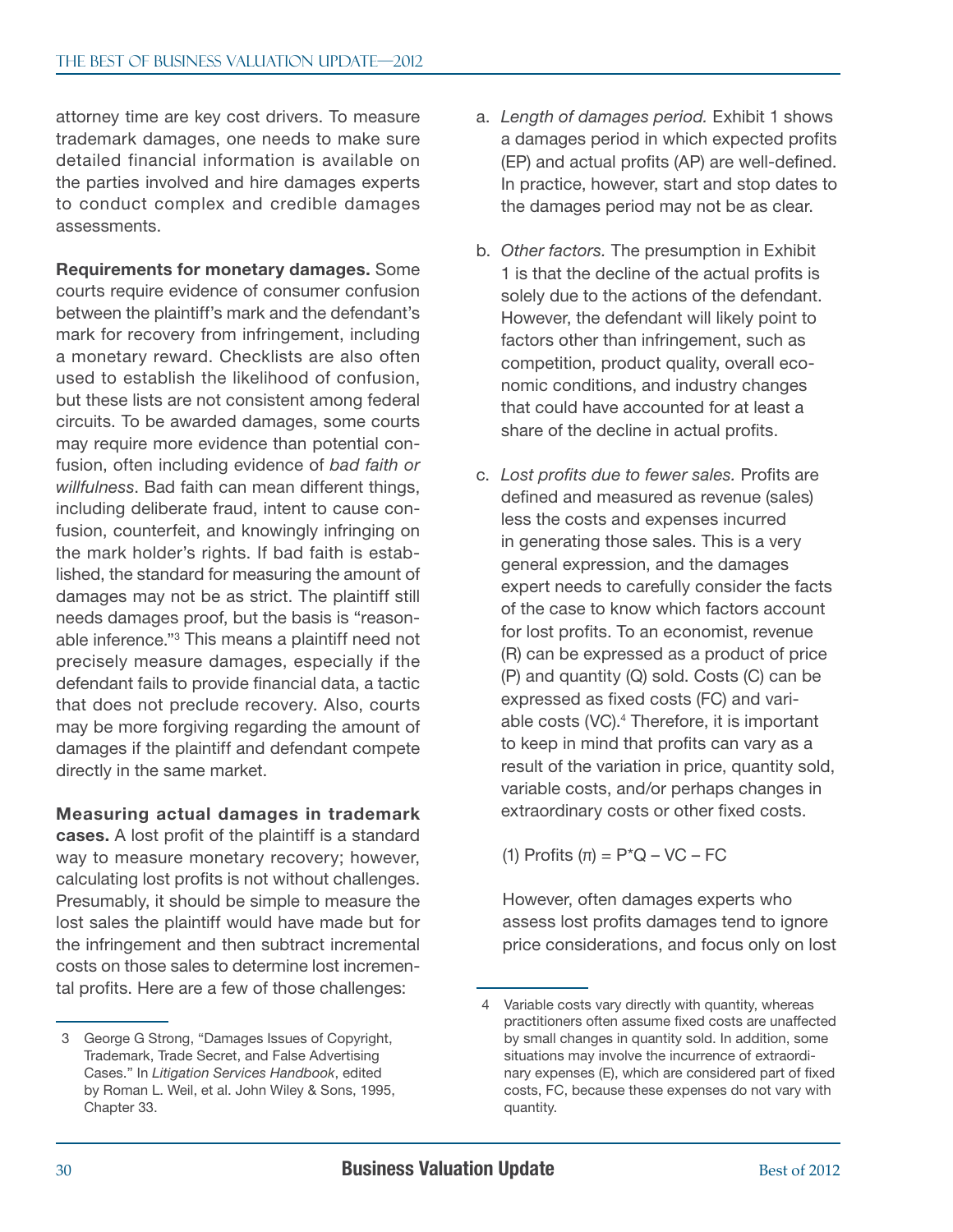attorney time are key cost drivers. To measure trademark damages, one needs to make sure detailed financial information is available on the parties involved and hire damages experts to conduct complex and credible damages assessments.

**Requirements for monetary damages.** Some courts require evidence of consumer confusion between the plaintiff's mark and the defendant's mark for recovery from infringement, including a monetary reward. Checklists are also often used to establish the likelihood of confusion, but these lists are not consistent among federal circuits. To be awarded damages, some courts may require more evidence than potential confusion, often including evidence of *bad faith or willfulness*. Bad faith can mean different things, including deliberate fraud, intent to cause confusion, counterfeit, and knowingly infringing on the mark holder's rights. If bad faith is established, the standard for measuring the amount of damages may not be as strict. The plaintiff still needs damages proof, but the basis is "reasonable inference."[3] This means a plaintiff need not precisely measure damages, especially if the defendant fails to provide financial data, a tactic that does not preclude recovery. Also, courts may be more forgiving regarding the amount of damages if the plaintiff and defendant compete directly in the same market.

**Measuring actual damages in trademark cases.** A lost profit of the plaintiff is a standard way to measure monetary recovery; however, calculating lost profits is not without challenges. Presumably, it should be simple to measure the lost sales the plaintiff would have made but for the infringement and then subtract incremental costs on those sales to determine lost incremental profits. Here are a few of those challenges:

a. *Length of damages period.* Exhibit 1 shows a damages period in which expected profits (EP) and actual profits (AP) are well-defined. In practice, however, start and stop dates to the damages period may not be as clear.

b. *Other factors.* The presumption in Exhibit 1 is that the decline of the actual profits is solely due to the actions of the defendant. However, the defendant will likely point to factors other than infringement, such as competition, product quality, overall economic conditions, and industry changes that could have accounted for at least a share of the decline in actual profits.

c. *Lost profits due to fewer sales.* Profits are defined and measured as revenue (sales) less the costs and expenses incurred in generating those sales. This is a very general expression, and the damages expert needs to carefully consider the facts of the case to know which factors account for lost profits. To an economist, revenue (R) can be expressed as a product of price (P) and quantity (Q) sold. Costs (C) can be expressed as fixed costs (FC) and variable costs (VC).[4] Therefore, it is important to keep in mind that profits can vary as a result of the variation in price, quantity sold, variable costs, and/or perhaps changes in extraordinary costs or other fixed costs.

   (1) Profits $(\pi) = P{*}Q - VC - FC$

   However, often damages experts who assess lost profits damages tend to ignore price considerations, and focus only on lost

---

3 George G Strong, "Damages Issues of Copyright, Trademark, Trade Secret, and False Advertising Cases." In *Litigation Services Handbook*, edited by Roman L. Weil, et al. John Wiley & Sons, 1995, Chapter 33.

4 Variable costs vary directly with quantity, whereas practitioners often assume fixed costs are unaffected by small changes in quantity sold. In addition, some situations may involve the incurrence of extraordinary expenses (E), which are considered part of fixed costs, FC, because these expenses do not vary with quantity.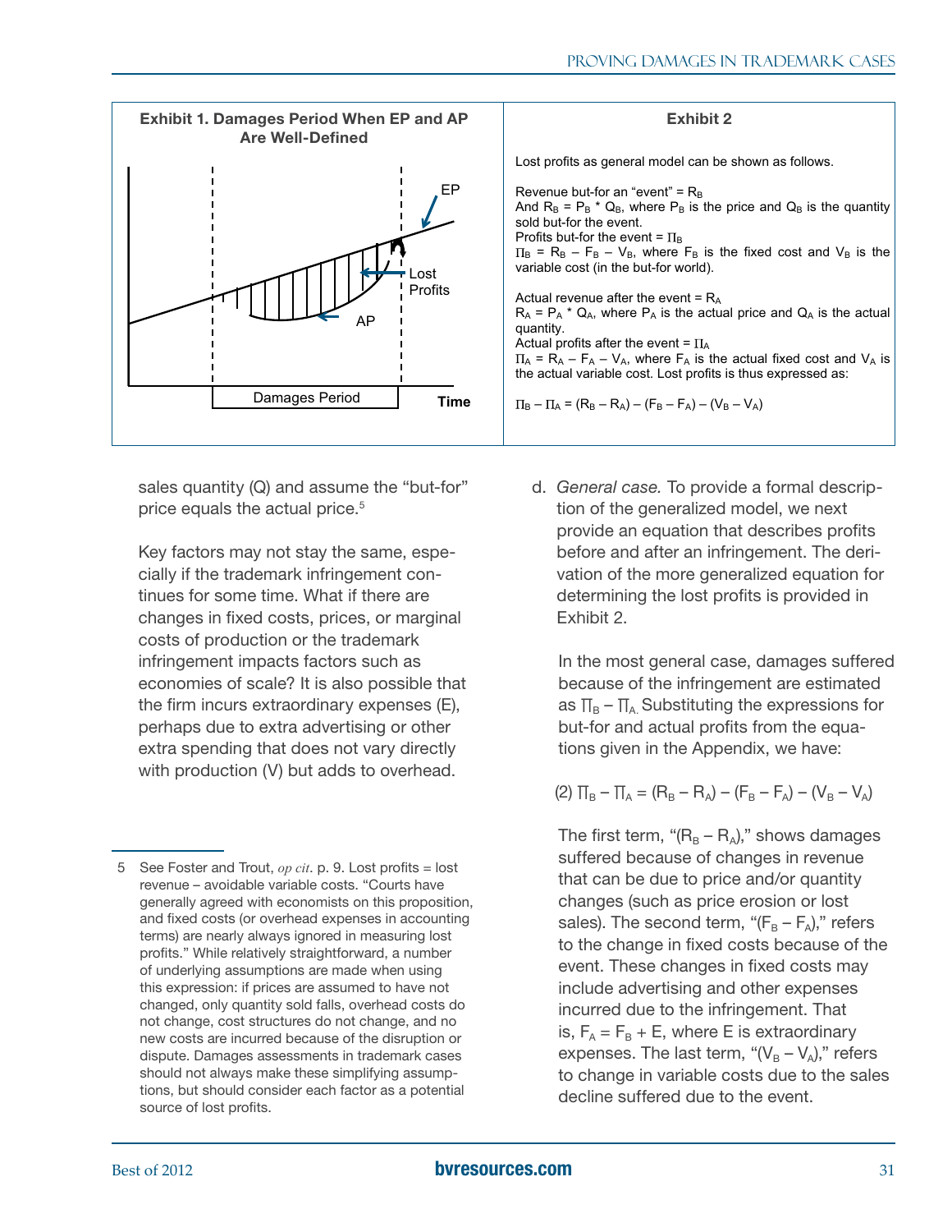**Exhibit 1. Damages Period When EP and AP Are Well-Defined**

EP

Lost Profits

AP

Damages Period

Time

**Exhibit 2**

Lost profits as general model can be shown as follows.

Revenue but-for an "event" = $R_B$
And $R_B = P_B * Q_B$, where $P_B$ is the price and $Q_B$ is the quantity sold but-for the event.
Profits but-for the event = $\Pi_B$
$\Pi_B = R_B - F_B - V_B$, where $F_B$ is the fixed cost and $V_B$ is the variable cost (in the but-for world).

Actual revenue after the event = $R_A$
$R_A = P_A * Q_A$, where $P_A$ is the actual price and $Q_A$ is the actual quantity.
Actual profits after the event = $\Pi_A$
$\Pi_A = R_A - F_A - V_A$, where $F_A$ is the actual fixed cost and $V_A$ is the actual variable cost. Lost profits is thus expressed as:

$\Pi_B - \Pi_A = (R_B - R_A) - (F_B - F_A) - (V_B - V_A)$

sales quantity (Q) and assume the "but-for" price equals the actual price.[5]

Key factors may not stay the same, especially if the trademark infringement continues for some time. What if there are changes in fixed costs, prices, or marginal costs of production or the trademark infringement impacts factors such as economies of scale? It is also possible that the firm incurs extraordinary expenses (E), perhaps due to extra advertising or other extra spending that does not vary directly with production (V) but adds to overhead.

d. *General case.* To provide a formal description of the generalized model, we next provide an equation that describes profits before and after an infringement. The derivation of the more generalized equation for determining the lost profits is provided in Exhibit 2.

In the most general case, damages suffered because of the infringement are estimated as $\Pi_B - \Pi_A$. Substituting the expressions for but-for and actual profits from the equations given in the Appendix, we have:

$$(2)\ \Pi_B - \Pi_A = (R_B - R_A) - (F_B - F_A) - (V_B - V_A)$$

The first term, "$(R_B - R_A)$," shows damages suffered because of changes in revenue that can be due to price and/or quantity changes (such as price erosion or lost sales). The second term, "$(F_B - F_A)$," refers to the change in fixed costs because of the event. These changes in fixed costs may include advertising and other expenses incurred due to the infringement. That is, $F_A = F_B + E$, where E is extraordinary expenses. The last term, "$(V_B - V_A)$," refers to change in variable costs due to the sales decline suffered due to the event.

5 See Foster and Trout, *op cit*. p. 9. Lost profits = lost revenue – avoidable variable costs. "Courts have generally agreed with economists on this proposition, and fixed costs (or overhead expenses in accounting terms) are nearly always ignored in measuring lost profits." While relatively straightforward, a number of underlying assumptions are made when using this expression: if prices are assumed to have not changed, only quantity sold falls, overhead costs do not change, cost structures do not change, and no new costs are incurred because of the disruption or dispute. Damages assessments in trademark cases should not always make these simplifying assumptions, but should consider each factor as a potential source of lost profits.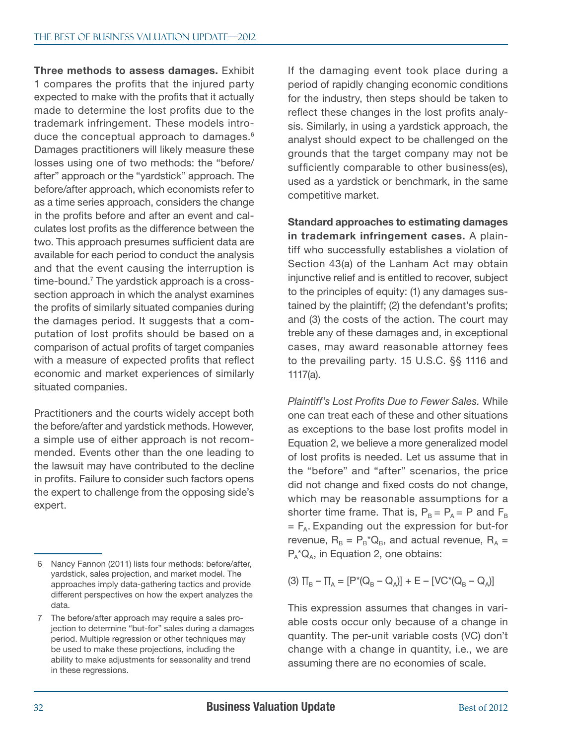**Three methods to assess damages.** Exhibit 1 compares the profits that the injured party expected to make with the profits that it actually made to determine the lost profits due to the trademark infringement. These models introduce the conceptual approach to damages.[6] Damages practitioners will likely measure these losses using one of two methods: the "before/after" approach or the "yardstick" approach. The before/after approach, which economists refer to as a time series approach, considers the change in the profits before and after an event and calculates lost profits as the difference between the two. This approach presumes sufficient data are available for each period to conduct the analysis and that the event causing the interruption is time-bound.[7] The yardstick approach is a cross-section approach in which the analyst examines the profits of similarly situated companies during the damages period. It suggests that a computation of lost profits should be based on a comparison of actual profits of target companies with a measure of expected profits that reflect economic and market experiences of similarly situated companies.

Practitioners and the courts widely accept both the before/after and yardstick methods. However, a simple use of either approach is not recommended. Events other than the one leading to the lawsuit may have contributed to the decline in profits. Failure to consider such factors opens the expert to challenge from the opposing side's expert.

If the damaging event took place during a period of rapidly changing economic conditions for the industry, then steps should be taken to reflect these changes in the lost profits analysis. Similarly, in using a yardstick approach, the analyst should expect to be challenged on the grounds that the target company may not be sufficiently comparable to other business(es), used as a yardstick or benchmark, in the same competitive market.

**Standard approaches to estimating damages in trademark infringement cases.** A plaintiff who successfully establishes a violation of Section 43(a) of the Lanham Act may obtain injunctive relief and is entitled to recover, subject to the principles of equity: (1) any damages sustained by the plaintiff; (2) the defendant's profits; and (3) the costs of the action. The court may treble any of these damages and, in exceptional cases, may award reasonable attorney fees to the prevailing party. 15 U.S.C. §§ 1116 and 1117(a).

*Plaintiff's Lost Profits Due to Fewer Sales.* While one can treat each of these and other situations as exceptions to the base lost profits model in Equation 2, we believe a more generalized model of lost profits is needed. Let us assume that in the "before" and "after" scenarios, the price did not change and fixed costs do not change, which may be reasonable assumptions for a shorter time frame. That is, $P_B = P_A = P$ and $F_B = F_A$. Expanding out the expression for but-for revenue, $R_B = P_B{*}Q_B$, and actual revenue, $R_A = P_A{*}Q_A$, in Equation 2, one obtains:

(3) $\Pi_B - \Pi_A = [P{*}(Q_B - Q_A)] + E - [VC{*}(Q_B - Q_A)]$

This expression assumes that changes in variable costs occur only because of a change in quantity. The per-unit variable costs (VC) don't change with a change in quantity, i.e., we are assuming there are no economies of scale.

---

6 Nancy Fannon (2011) lists four methods: before/after, yardstick, sales projection, and market model. The approaches imply data-gathering tactics and provide different perspectives on how the expert analyzes the data.

7 The before/after approach may require a sales projection to determine "but-for" sales during a damages period. Multiple regression or other techniques may be used to make these projections, including the ability to make adjustments for seasonality and trend in these regressions.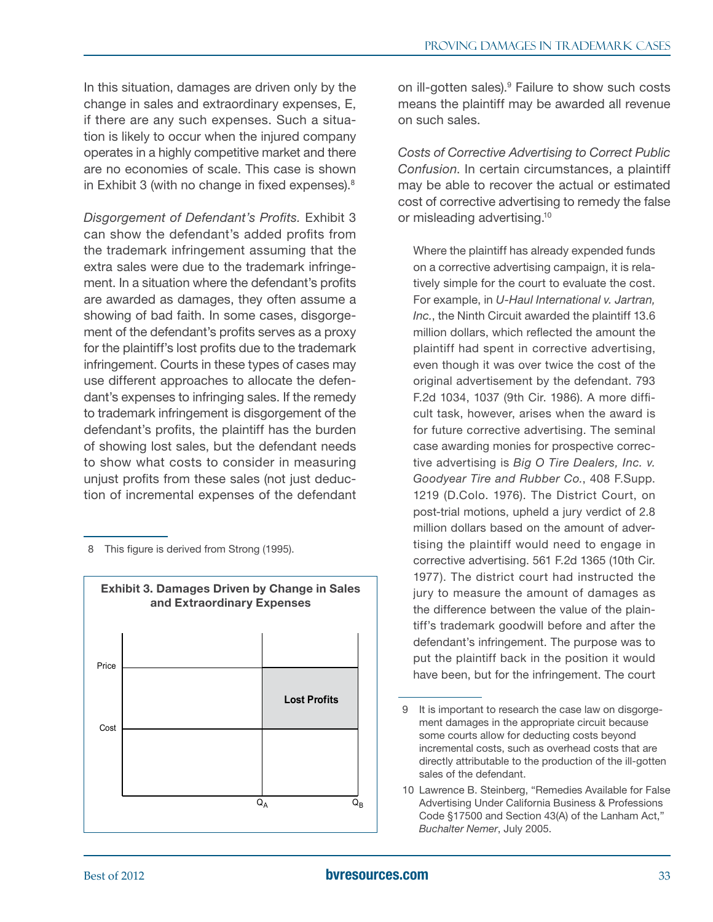In this situation, damages are driven only by the change in sales and extraordinary expenses, E, if there are any such expenses. Such a situation is likely to occur when the injured company operates in a highly competitive market and there are no economies of scale. This case is shown in Exhibit 3 (with no change in fixed expenses).[8]

*Disgorgement of Defendant's Profits.* Exhibit 3 can show the defendant's added profits from the trademark infringement assuming that the extra sales were due to the trademark infringement. In a situation where the defendant's profits are awarded as damages, they often assume a showing of bad faith. In some cases, disgorgement of the defendant's profits serves as a proxy for the plaintiff's lost profits due to the trademark infringement. Courts in these types of cases may use different approaches to allocate the defendant's expenses to infringing sales. If the remedy to trademark infringement is disgorgement of the defendant's profits, the plaintiff has the burden of showing lost sales, but the defendant needs to show what costs to consider in measuring unjust profits from these sales (not just deduction of incremental expenses of the defendant on ill-gotten sales).[9] Failure to show such costs means the plaintiff may be awarded all revenue on such sales.

**Exhibit 3. Damages Driven by Change in Sales and Extraordinary Expenses**

(Chart: vertical axis labeled Price and Cost; horizontal axis labeled $Q_A$ and $Q_B$; shaded area between Price and Cost from $Q_A$ to $Q_B$ labeled "Lost Profits".)

*Costs of Corrective Advertising to Correct Public Confusion.* In certain circumstances, a plaintiff may be able to recover the actual or estimated cost of corrective advertising to remedy the false or misleading advertising.[10]

> Where the plaintiff has already expended funds on a corrective advertising campaign, it is relatively simple for the court to evaluate the cost. For example, in *U-Haul International v. Jartran, Inc.*, the Ninth Circuit awarded the plaintiff 13.6 million dollars, which reflected the amount the plaintiff had spent in corrective advertising, even though it was over twice the cost of the original advertisement by the defendant. 793 F.2d 1034, 1037 (9th Cir. 1986). A more difficult task, however, arises when the award is for future corrective advertising. The seminal case awarding monies for prospective corrective advertising is *Big O Tire Dealers, Inc. v. Goodyear Tire and Rubber Co.*, 408 F.Supp. 1219 (D.Colo. 1976). The District Court, on post-trial motions, upheld a jury verdict of 2.8 million dollars based on the amount of advertising the plaintiff would need to engage in corrective advertising. 561 F.2d 1365 (10th Cir. 1977). The district court had instructed the jury to measure the amount of damages as the difference between the value of the plaintiff's trademark goodwill before and after the defendant's infringement. The purpose was to put the plaintiff back in the position it would have been, but for the infringement. The court

---

8 This figure is derived from Strong (1995).

9 It is important to research the case law on disgorgement damages in the appropriate circuit because some courts allow for deducting costs beyond incremental costs, such as overhead costs that are directly attributable to the production of the ill-gotten sales of the defendant.

10 Lawrence B. Steinberg, "Remedies Available for False Advertising Under California Business & Professions Code §17500 and Section 43(A) of the Lanham Act," *Buchalter Nemer*, July 2005.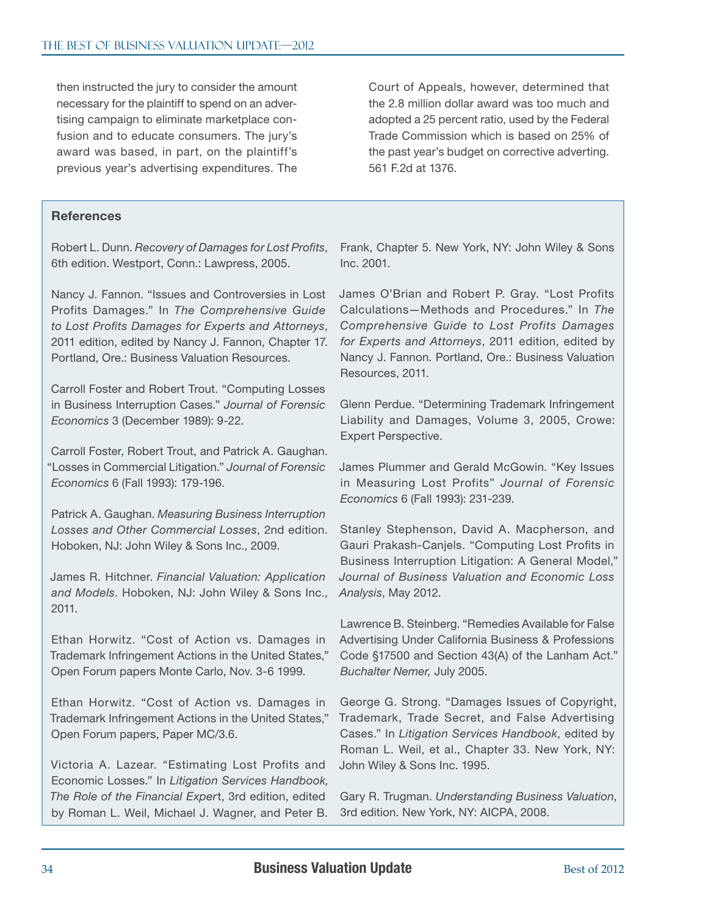then instructed the jury to consider the amount necessary for the plaintiff to spend on an advertising campaign to eliminate marketplace confusion and to educate consumers. The jury's award was based, in part, on the plaintiff's previous year's advertising expenditures. The Court of Appeals, however, determined that the 2.8 million dollar award was too much and adopted a 25 percent ratio, used by the Federal Trade Commission which is based on 25% of the past year's budget on corrective adverting. 561 F.2d at 1376.

## References

Robert L. Dunn. *Recovery of Damages for Lost Profits*, 6th edition. Westport, Conn.: Lawpress, 2005.

Nancy J. Fannon. "Issues and Controversies in Lost Profits Damages." In *The Comprehensive Guide to Lost Profits Damages for Experts and Attorneys*, 2011 edition, edited by Nancy J. Fannon, Chapter 17. Portland, Ore.: Business Valuation Resources.

Carroll Foster and Robert Trout. "Computing Losses in Business Interruption Cases." *Journal of Forensic Economics* 3 (December 1989): 9-22.

Carroll Foster, Robert Trout, and Patrick A. Gaughan. "Losses in Commercial Litigation." *Journal of Forensic Economics* 6 (Fall 1993): 179-196.

Patrick A. Gaughan. *Measuring Business Interruption Losses and Other Commercial Losses*, 2nd edition. Hoboken, NJ: John Wiley & Sons Inc., 2009.

James R. Hitchner. *Financial Valuation: Application and Models*. Hoboken, NJ: John Wiley & Sons Inc., 2011.

Ethan Horwitz. "Cost of Action vs. Damages in Trademark Infringement Actions in the United States," Open Forum papers Monte Carlo, Nov. 3-6 1999.

Ethan Horwitz. "Cost of Action vs. Damages in Trademark Infringement Actions in the United States," Open Forum papers, Paper MC/3.6.

Victoria A. Lazear. "Estimating Lost Profits and Economic Losses." In *Litigation Services Handbook, The Role of the Financial Expert*, 3rd edition, edited by Roman L. Weil, Michael J. Wagner, and Peter B. Frank, Chapter 5. New York, NY: John Wiley & Sons Inc. 2001.

James O'Brian and Robert P. Gray. "Lost Profits Calculations—Methods and Procedures." In *The Comprehensive Guide to Lost Profits Damages for Experts and Attorneys*, 2011 edition, edited by Nancy J. Fannon. Portland, Ore.: Business Valuation Resources, 2011.

Glenn Perdue. "Determining Trademark Infringement Liability and Damages, Volume 3, 2005, Crowe: Expert Perspective.

James Plummer and Gerald McGowin. "Key Issues in Measuring Lost Profits" *Journal of Forensic Economics* 6 (Fall 1993): 231-239.

Stanley Stephenson, David A. Macpherson, and Gauri Prakash-Canjels. "Computing Lost Profits in Business Interruption Litigation: A General Model," *Journal of Business Valuation and Economic Loss Analysis*, May 2012.

Lawrence B. Steinberg. "Remedies Available for False Advertising Under California Business & Professions Code §17500 and Section 43(A) of the Lanham Act." *Buchalter Nemer,* July 2005.

George G. Strong. "Damages Issues of Copyright, Trademark, Trade Secret, and False Advertising Cases." In *Litigation Services Handbook*, edited by Roman L. Weil, et al., Chapter 33. New York, NY: John Wiley & Sons Inc. 1995.

Gary R. Trugman. *Understanding Business Valuation*, 3rd edition. New York, NY: AICPA, 2008.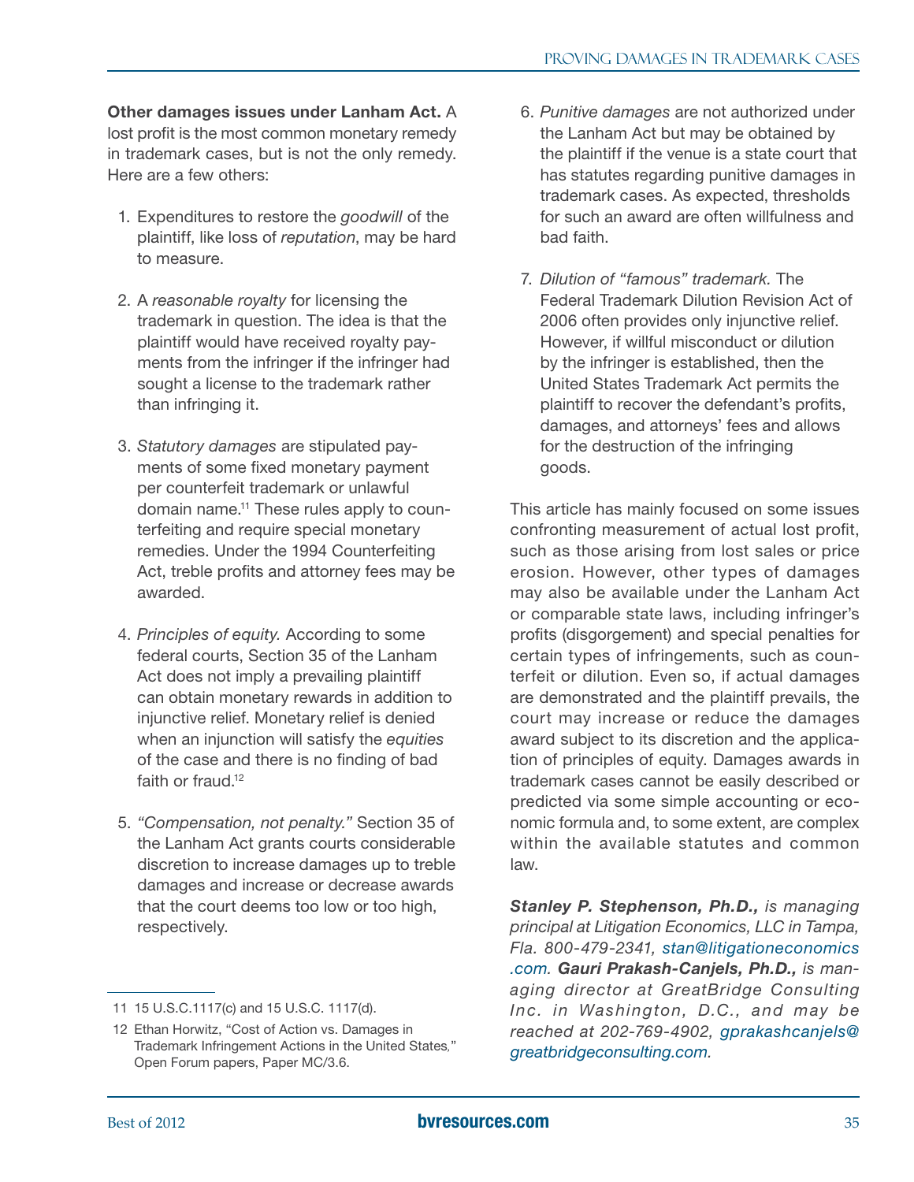**Other damages issues under Lanham Act.** A lost profit is the most common monetary remedy in trademark cases, but is not the only remedy. Here are a few others:

1. Expenditures to restore the *goodwill* of the plaintiff, like loss of *reputation*, may be hard to measure.

2. A *reasonable royalty* for licensing the trademark in question. The idea is that the plaintiff would have received royalty payments from the infringer if the infringer had sought a license to the trademark rather than infringing it.

3. *Statutory damages* are stipulated payments of some fixed monetary payment per counterfeit trademark or unlawful domain name.[11] These rules apply to counterfeiting and require special monetary remedies. Under the 1994 Counterfeiting Act, treble profits and attorney fees may be awarded.

4. *Principles of equity.* According to some federal courts, Section 35 of the Lanham Act does not imply a prevailing plaintiff can obtain monetary rewards in addition to injunctive relief. Monetary relief is denied when an injunction will satisfy the *equities* of the case and there is no finding of bad faith or fraud.[12]

5. *"Compensation, not penalty."* Section 35 of the Lanham Act grants courts considerable discretion to increase damages up to treble damages and increase or decrease awards that the court deems too low or too high, respectively.

6. *Punitive damages* are not authorized under the Lanham Act but may be obtained by the plaintiff if the venue is a state court that has statutes regarding punitive damages in trademark cases. As expected, thresholds for such an award are often willfulness and bad faith.

7. *Dilution of "famous" trademark.* The Federal Trademark Dilution Revision Act of 2006 often provides only injunctive relief. However, if willful misconduct or dilution by the infringer is established, then the United States Trademark Act permits the plaintiff to recover the defendant's profits, damages, and attorneys' fees and allows for the destruction of the infringing goods.

This article has mainly focused on some issues confronting measurement of actual lost profit, such as those arising from lost sales or price erosion. However, other types of damages may also be available under the Lanham Act or comparable state laws, including infringer's profits (disgorgement) and special penalties for certain types of infringements, such as counterfeit or dilution. Even so, if actual damages are demonstrated and the plaintiff prevails, the court may increase or reduce the damages award subject to its discretion and the application of principles of equity. Damages awards in trademark cases cannot be easily described or predicted via some simple accounting or economic formula and, to some extent, are complex within the available statutes and common law.

***Stanley P. Stephenson, Ph.D.,*** *is managing principal at Litigation Economics, LLC in Tampa, Fla. 800-479-2341, stan@litigationeconomics.com.* ***Gauri Prakash-Canjels, Ph.D.,*** *is managing director at GreatBridge Consulting Inc. in Washington, D.C., and may be reached at 202-769-4902, gprakashcanjels@greatbridgeconsulting.com.*

---

11 15 U.S.C.1117(c) and 15 U.S.C. 1117(d).

12 Ethan Horwitz, "Cost of Action vs. Damages in Trademark Infringement Actions in the United States," Open Forum papers, Paper MC/3.6.